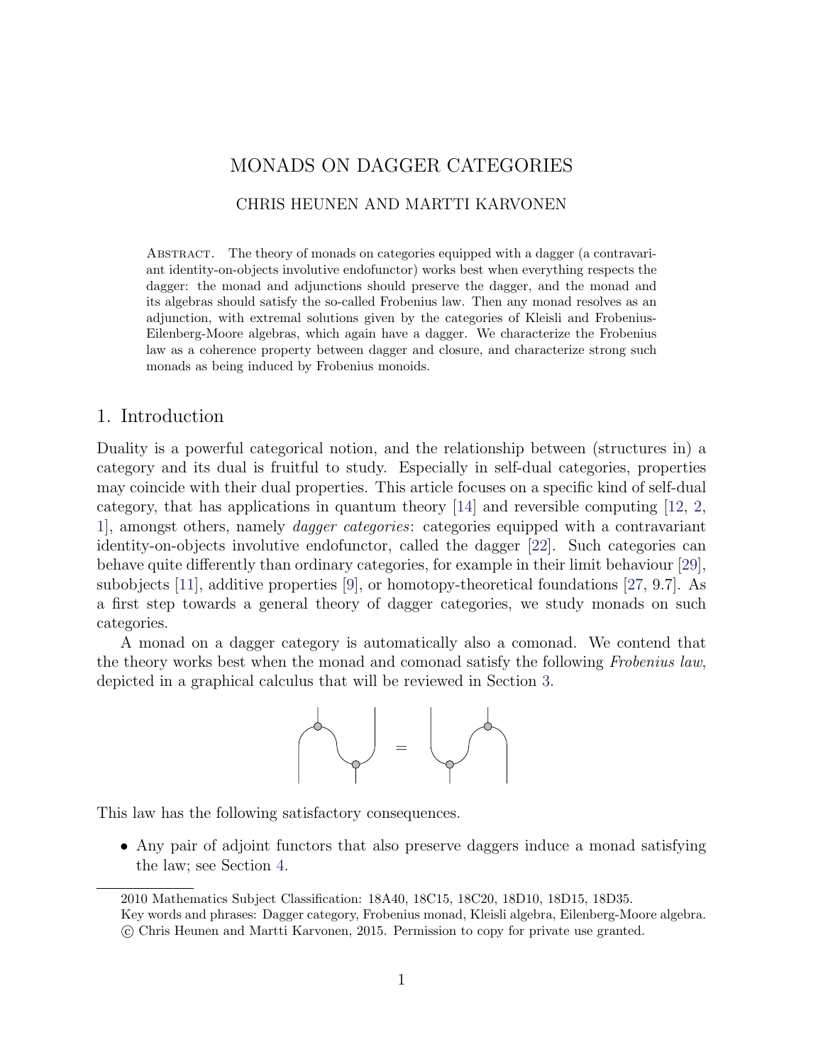# MONADS ON DAGGER CATEGORIES

CHRIS HEUNEN AND MARTTI KARVONEN

ABSTRACT. The theory of monads on categories equipped with a dagger (a contravariant identity-on-objects involutive endofunctor) works best when everything respects the dagger: the monad and adjunctions should preserve the dagger, and the monad and its algebras should satisfy the so-called Frobenius law. Then any monad resolves as an adjunction, with extremal solutions given by the categories of Kleisli and Frobenius-Eilenberg-Moore algebras, which again have a dagger. We characterize the Frobenius law as a coherence property between dagger and closure, and characterize strong such monads as being induced by Frobenius monoids.

## 1. Introduction

Duality is a powerful categorical notion, and the relationship between (structures in) a category and its dual is fruitful to study. Especially in self-dual categories, properties may coincide with their dual properties. This article focuses on a specific kind of self-dual category, that has applications in quantum theory [14] and reversible computing [12, 2, 1], amongst others, namely *dagger categories*: categories equipped with a contravariant identity-on-objects involutive endofunctor, called the dagger [22]. Such categories can behave quite differently than ordinary categories, for example in their limit behaviour [29], subobjects [11], additive properties [9], or homotopy-theoretical foundations [27, 9.7]. As a first step towards a general theory of dagger categories, we study monads on such categories.

A monad on a dagger category is automatically also a comonad. We contend that the theory works best when the monad and comonad satisfy the following *Frobenius law*, depicted in a graphical calculus that will be reviewed in Section 3.

This law has the following satisfactory consequences.

- Any pair of adjoint functors that also preserve daggers induce a monad satisfying the law; see Section 4.

2010 Mathematics Subject Classification: 18A40, 18C15, 18C20, 18D10, 18D15, 18D35.
Key words and phrases: Dagger category, Frobenius monad, Kleisli algebra, Eilenberg-Moore algebra.
© Chris Heunen and Martti Karvonen, 2015. Permission to copy for private use granted.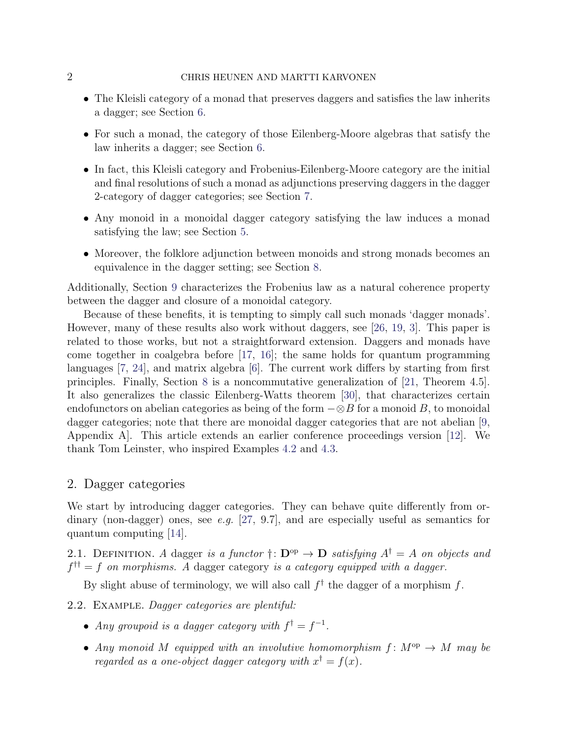- The Kleisli category of a monad that preserves daggers and satisfies the law inherits a dagger; see Section 6.
- For such a monad, the category of those Eilenberg-Moore algebras that satisfy the law inherits a dagger; see Section 6.
- In fact, this Kleisli category and Frobenius-Eilenberg-Moore category are the initial and final resolutions of such a monad as adjunctions preserving daggers in the dagger 2-category of dagger categories; see Section 7.
- Any monoid in a monoidal dagger category satisfying the law induces a monad satisfying the law; see Section 5.
- Moreover, the folklore adjunction between monoids and strong monads becomes an equivalence in the dagger setting; see Section 8.

Additionally, Section 9 characterizes the Frobenius law as a natural coherence property between the dagger and closure of a monoidal category.

Because of these benefits, it is tempting to simply call such monads 'dagger monads'. However, many of these results also work without daggers, see [26, 19, 3]. This paper is related to those works, but not a straightforward extension. Daggers and monads have come together in coalgebra before [17, 16]; the same holds for quantum programming languages [7, 24], and matrix algebra [6]. The current work differs by starting from first principles. Finally, Section 8 is a noncommutative generalization of [21, Theorem 4.5]. It also generalizes the classic Eilenberg-Watts theorem [30], that characterizes certain endofunctors on abelian categories as being of the form $-\otimes B$ for a monoid $B$, to monoidal dagger categories; note that there are monoidal dagger categories that are not abelian [9, Appendix A]. This article extends an earlier conference proceedings version [12]. We thank Tom Leinster, who inspired Examples 4.2 and 4.3.

## 2. Dagger categories

We start by introducing dagger categories. They can behave quite differently from ordinary (non-dagger) ones, see *e.g.* [27, 9.7], and are especially useful as semantics for quantum computing [14].

2.1. Definition. *A* dagger *is a functor* $\dagger \colon \mathbf{D}^{\mathrm{op}} \to \mathbf{D}$ *satisfying* $A^\dagger = A$ *on objects and* $f^{\dagger\dagger} = f$ *on morphisms. A* dagger category *is a category equipped with a dagger.*

By slight abuse of terminology, we will also call $f^\dagger$ the dagger of a morphism $f$.

2.2. Example. *Dagger categories are plentiful:*

- *Any groupoid is a dagger category with* $f^\dagger = f^{-1}$.
- *Any monoid* $M$ *equipped with an involutive homomorphism* $f \colon M^{\mathrm{op}} \to M$ *may be regarded as a one-object dagger category with* $x^\dagger = f(x)$.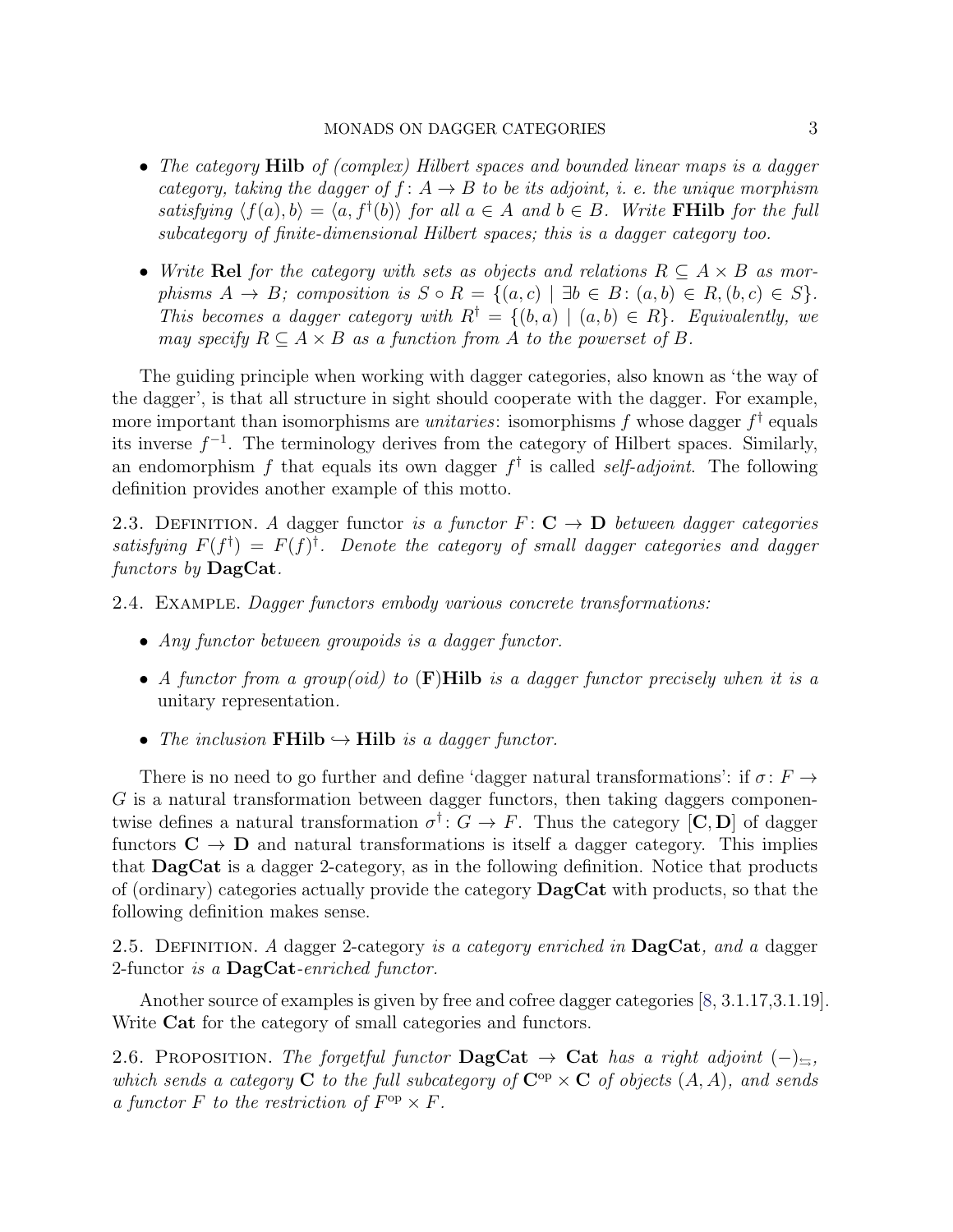- *The category* **Hilb** *of (complex) Hilbert spaces and bounded linear maps is a dagger category, taking the dagger of $f\colon A \to B$ to be its adjoint, i. e. the unique morphism satisfying $\langle f(a), b\rangle = \langle a, f^\dagger(b)\rangle$ for all $a \in A$ and $b \in B$. Write* **FHilb** *for the full subcategory of finite-dimensional Hilbert spaces; this is a dagger category too.*

- *Write* **Rel** *for the category with sets as objects and relations $R \subseteq A \times B$ as morphisms $A \to B$; composition is $S \circ R = \{(a, c) \mid \exists b \in B \colon (a, b) \in R, (b, c) \in S\}$. This becomes a dagger category with $R^\dagger = \{(b, a) \mid (a, b) \in R\}$. Equivalently, we may specify $R \subseteq A \times B$ as a function from $A$ to the powerset of $B$.*

The guiding principle when working with dagger categories, also known as 'the way of the dagger', is that all structure in sight should cooperate with the dagger. For example, more important than isomorphisms are *unitaries*: isomorphisms $f$ whose dagger $f^\dagger$ equals its inverse $f^{-1}$. The terminology derives from the category of Hilbert spaces. Similarly, an endomorphism $f$ that equals its own dagger $f^\dagger$ is called *self-adjoint*. The following definition provides another example of this motto.

2.3. Definition. *A* dagger functor *is a functor $F\colon \mathbf{C} \to \mathbf{D}$ between dagger categories satisfying $F(f^\dagger) = F(f)^\dagger$. Denote the category of small dagger categories and dagger functors by* **DagCat**.

2.4. Example. *Dagger functors embody various concrete transformations:*

- *Any functor between groupoids is a dagger functor.*

- *A functor from a group(oid) to* (**F**)**Hilb** *is a dagger functor precisely when it is a* unitary representation.

- *The inclusion* **FHilb** $\hookrightarrow$ **Hilb** *is a dagger functor.*

There is no need to go further and define 'dagger natural transformations': if $\sigma\colon F \to G$ is a natural transformation between dagger functors, then taking daggers componentwise defines a natural transformation $\sigma^\dagger\colon G \to F$. Thus the category $[\mathbf{C}, \mathbf{D}]$ of dagger functors $\mathbf{C} \to \mathbf{D}$ and natural transformations is itself a dagger category. This implies that **DagCat** is a dagger 2-category, as in the following definition. Notice that products of (ordinary) categories actually provide the category **DagCat** with products, so that the following definition makes sense.

2.5. Definition. *A* dagger 2-category *is a category enriched in* **DagCat**, *and a* dagger 2-functor *is a* **DagCat**-*enriched functor.*

Another source of examples is given by free and cofree dagger categories [8, 3.1.17,3.1.19]. Write **Cat** for the category of small categories and functors.

2.6. Proposition. *The forgetful functor* **DagCat** $\to$ **Cat** *has a right adjoint $(-)_{\leftrightarrows}$, which sends a category $\mathbf{C}$ to the full subcategory of $\mathbf{C}^{\mathrm{op}} \times \mathbf{C}$ of objects $(A, A)$, and sends a functor $F$ to the restriction of $F^{\mathrm{op}} \times F$.*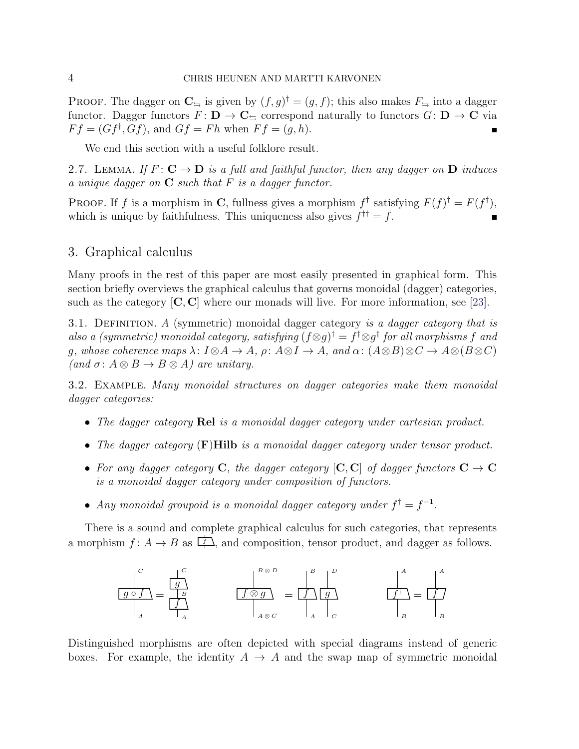PROOF. The dagger on $\mathbf{C}_{\leftrightarrows}$ is given by $(f,g)^\dagger = (g,f)$; this also makes $F_{\leftrightarrows}$ into a dagger functor. Dagger functors $F\colon \mathbf{D} \to \mathbf{C}_{\leftrightarrows}$ correspond naturally to functors $G\colon \mathbf{D} \to \mathbf{C}$ via $Ff = (Gf^\dagger, Gf)$, and $Gf = Fh$ when $Ff = (g,h)$. ∎

We end this section with a useful folklore result.

2.7. LEMMA. *If $F\colon \mathbf{C} \to \mathbf{D}$ is a full and faithful functor, then any dagger on $\mathbf{D}$ induces a unique dagger on $\mathbf{C}$ such that $F$ is a dagger functor.*

PROOF. If $f$ is a morphism in $\mathbf{C}$, fullness gives a morphism $f^\dagger$ satisfying $F(f)^\dagger = F(f^\dagger)$, which is unique by faithfulness. This uniqueness also gives $f^{\dagger\dagger} = f$. ∎

## 3. Graphical calculus

Many proofs in the rest of this paper are most easily presented in graphical form. This section briefly overviews the graphical calculus that governs monoidal (dagger) categories, such as the category $[\mathbf{C},\mathbf{C}]$ where our monads will live. For more information, see [23].

3.1. DEFINITION. $A$ (symmetric) monoidal dagger category *is a dagger category that is also a (symmetric) monoidal category, satisfying $(f \otimes g)^\dagger = f^\dagger \otimes g^\dagger$ for all morphisms $f$ and $g$, whose coherence maps $\lambda\colon I \otimes A \to A$, $\rho\colon A \otimes I \to A$, and $\alpha\colon (A \otimes B) \otimes C \to A \otimes (B \otimes C)$ (and $\sigma\colon A \otimes B \to B \otimes A$) are unitary.*

3.2. EXAMPLE. *Many monoidal structures on dagger categories make them monoidal dagger categories:*

- *The dagger category* **Rel** *is a monoidal dagger category under cartesian product.*
- *The dagger category* (**F**)**Hilb** *is a monoidal dagger category under tensor product.*
- *For any dagger category $\mathbf{C}$, the dagger category $[\mathbf{C},\mathbf{C}]$ of dagger functors $\mathbf{C} \to \mathbf{C}$ is a monoidal dagger category under composition of functors.*
- *Any monoidal groupoid is a monoidal dagger category under $f^\dagger = f^{-1}$.*

There is a sound and complete graphical calculus for such categories, that represents a morphism $f\colon A \to B$ as a box labelled $f$, and composition, tensor product, and dagger as follows.

[Diagrams: $g \circ f$ (from $A$ to $C$) equals box $f$ below box $g$ connected by wire $B$; $f \otimes g$ (from $A \otimes C$ to $B \otimes D$) equals boxes $f$ ($A$ to $B$) and $g$ ($C$ to $D$) side by side; $f^\dagger$ (from $B$ to $A$) equals the box $f$ mirrored vertically.]

Distinguished morphisms are often depicted with special diagrams instead of generic boxes. For example, the identity $A \to A$ and the swap map of symmetric monoidal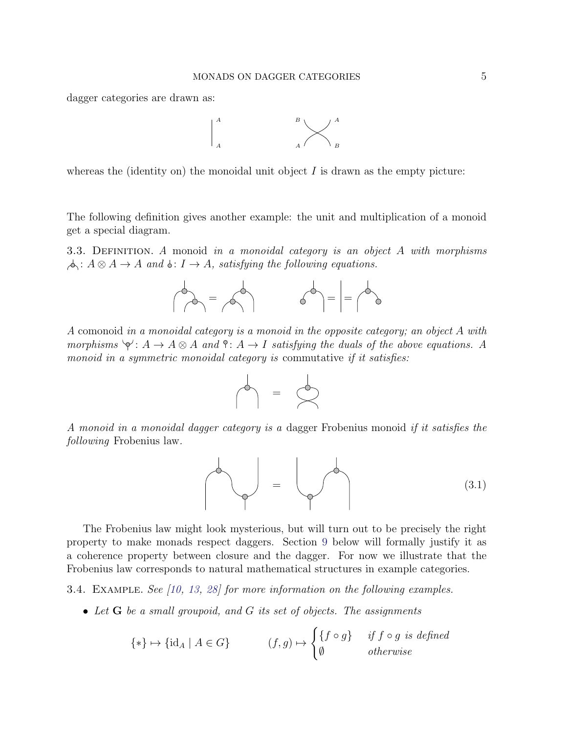dagger categories are drawn as:

whereas the (identity on) the monoidal unit object $I$ is drawn as the empty picture:

The following definition gives another example: the unit and multiplication of a monoid get a special diagram.

3.3. Definition. *A* monoid *in a monoidal category is an object $A$ with morphisms* : $A \otimes A \to A$ *and* : $I \to A$*, satisfying the following equations.*

*A* comonoid *in a monoidal category is a monoid in the opposite category; an object $A$ with morphisms* : $A \to A \otimes A$ *and* : $A \to I$ *satisfying the duals of the above equations. A monoid in a symmetric monoidal category is* commutative *if it satisfies:*

*A monoid in a monoidal dagger category is a* dagger Frobenius monoid *if it satisfies the following* Frobenius law.

(3.1)

The Frobenius law might look mysterious, but will turn out to be precisely the right property to make monads respect daggers. Section 9 below will formally justify it as a coherence property between closure and the dagger. For now we illustrate that the Frobenius law corresponds to natural mathematical structures in example categories.

3.4. Example. *See [10, 13, 28] for more information on the following examples.*

- *Let $\mathbf{G}$ be a small groupoid, and $G$ its set of objects. The assignments*

$$\{*\} \mapsto \{\mathrm{id}_A \mid A \in G\} \qquad\qquad (f,g) \mapsto \begin{cases} \{f \circ g\} & \text{if } f \circ g \text{ is defined} \\ \emptyset & \text{otherwise} \end{cases}$$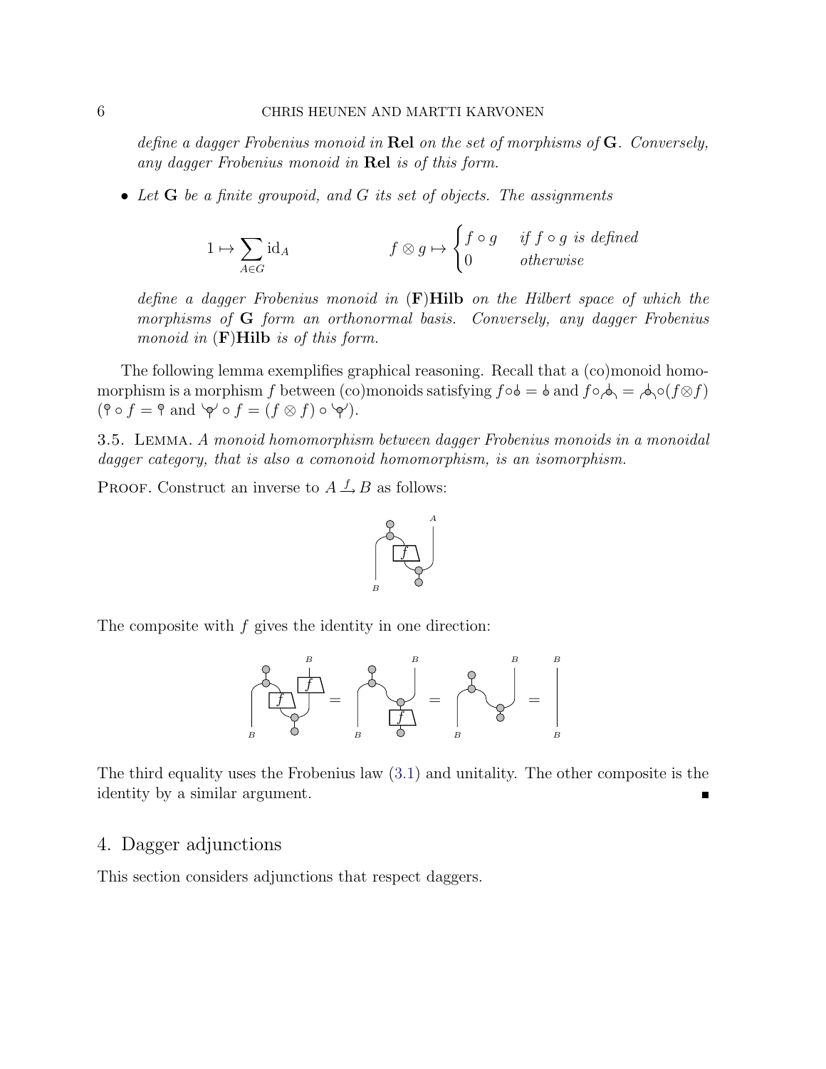*define a dagger Frobenius monoid in* **Rel** *on the set of morphisms of* **G**. *Conversely, any dagger Frobenius monoid in* **Rel** *is of this form.*

- *Let* **G** *be a finite groupoid, and* $G$ *its set of objects. The assignments*

$$1 \mapsto \sum_{A \in G} \mathrm{id}_A \qquad\qquad f \otimes g \mapsto \begin{cases} f \circ g & \textit{if } f \circ g \textit{ is defined} \\ 0 & \textit{otherwise} \end{cases}$$

*define a dagger Frobenius monoid in* (**F**)**Hilb** *on the Hilbert space of which the morphisms of* **G** *form an orthonormal basis. Conversely, any dagger Frobenius monoid in* (**F**)**Hilb** *is of this form.*

The following lemma exemplifies graphical reasoning. Recall that a (co)monoid homomorphism is a morphism $f$ between (co)monoids satisfying $f \circ$ (unit) $=$ (unit) and $f \circ$ (multiplication) $=$ (multiplication) $\circ (f \otimes f)$ ((counit) $\circ f =$ (counit) and (comultiplication) $\circ f = (f \otimes f) \circ$ (comultiplication)).

3.5. Lemma. *A monoid homomorphism between dagger Frobenius monoids in a monoidal dagger category, that is also a comonoid homomorphism, is an isomorphism.*

Proof. Construct an inverse to $A \xrightarrow{f} B$ as follows:

The composite with $f$ gives the identity in one direction:

The third equality uses the Frobenius law (3.1) and unitality. The other composite is the identity by a similar argument. ∎

## 4. Dagger adjunctions

This section considers adjunctions that respect daggers.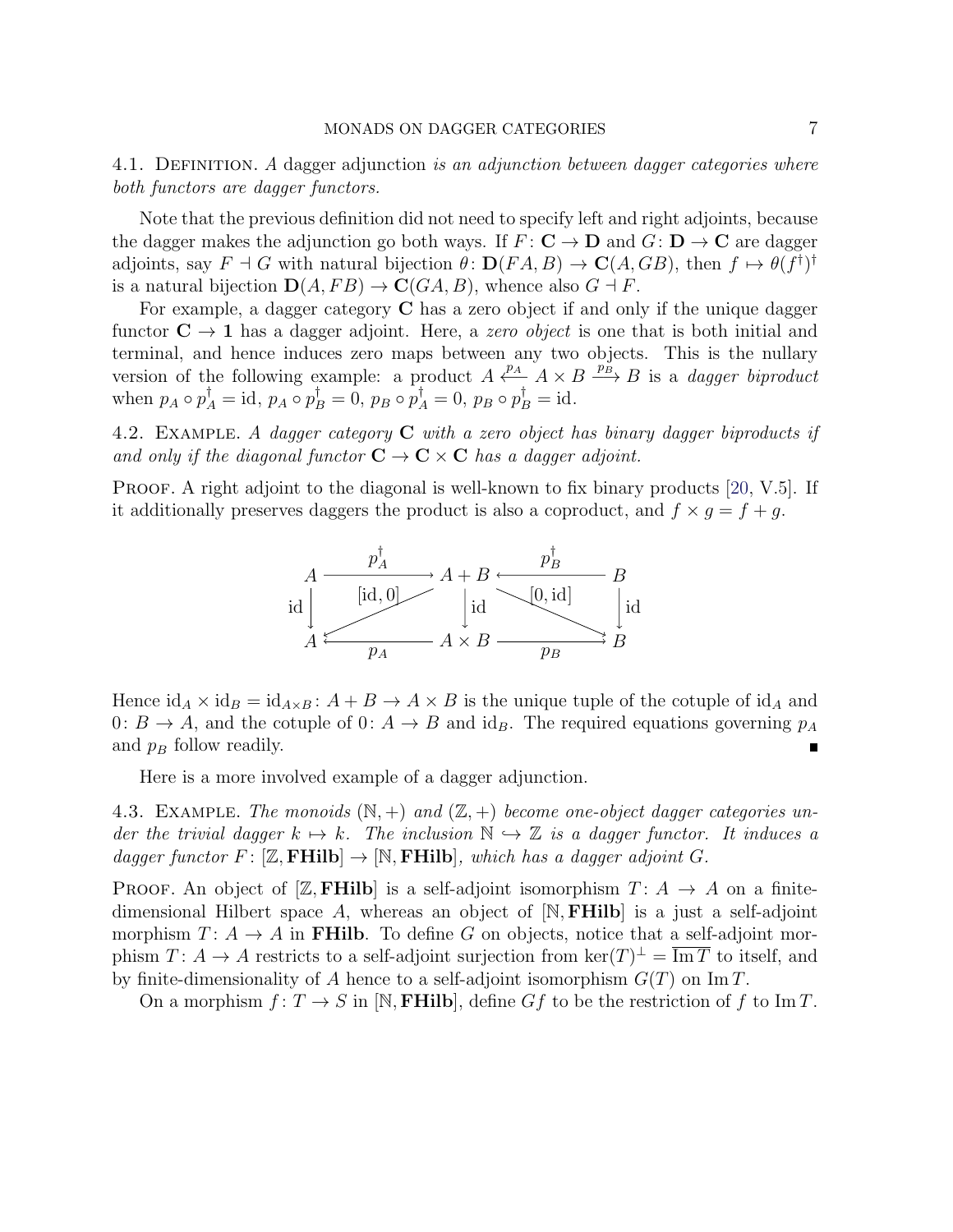**4.1. Definition.** *A* dagger adjunction *is an adjunction between dagger categories where both functors are dagger functors.*

Note that the previous definition did not need to specify left and right adjoints, because the dagger makes the adjunction go both ways. If $F \colon \mathbf{C} \to \mathbf{D}$ and $G \colon \mathbf{D} \to \mathbf{C}$ are dagger adjoints, say $F \dashv G$ with natural bijection $\theta \colon \mathbf{D}(FA, B) \to \mathbf{C}(A, GB)$, then $f \mapsto \theta(f^\dagger)^\dagger$ is a natural bijection $\mathbf{D}(A, FB) \to \mathbf{C}(GA, B)$, whence also $G \dashv F$.

For example, a dagger category $\mathbf{C}$ has a zero object if and only if the unique dagger functor $\mathbf{C} \to \mathbf{1}$ has a dagger adjoint. Here, a *zero object* is one that is both initial and terminal, and hence induces zero maps between any two objects. This is the nullary version of the following example: a product $A \xleftarrow{p_A} A \times B \xrightarrow{p_B} B$ is a *dagger biproduct* when $p_A \circ p_A^\dagger = \mathrm{id}$, $p_A \circ p_B^\dagger = 0$, $p_B \circ p_A^\dagger = 0$, $p_B \circ p_B^\dagger = \mathrm{id}$.

**4.2. Example.** *A dagger category $\mathbf{C}$ with a zero object has binary dagger biproducts if and only if the diagonal functor $\mathbf{C} \to \mathbf{C} \times \mathbf{C}$ has a dagger adjoint.*

Proof. A right adjoint to the diagonal is well-known to fix binary products [20, V.5]. If it additionally preserves daggers the product is also a coproduct, and $f \times g = f + g$.

$$
\begin{array}{ccccc}
A & \xrightarrow{\;p_A^\dagger\;} & A + B & \xleftarrow{\;p_B^\dagger\;} & B \\
\Big\downarrow \mathrm{id} & \swarrow_{[\mathrm{id},0]} & \Big\downarrow \mathrm{id} & \searrow^{[0,\mathrm{id}]} & \Big\downarrow \mathrm{id} \\
A & \xleftarrow[\;p_A\;]{} & A \times B & \xrightarrow[\;p_B\;]{} & B
\end{array}
$$

Hence $\mathrm{id}_A \times \mathrm{id}_B = \mathrm{id}_{A \times B} \colon A + B \to A \times B$ is the unique tuple of the cotuple of $\mathrm{id}_A$ and $0 \colon B \to A$, and the cotuple of $0 \colon A \to B$ and $\mathrm{id}_B$. The required equations governing $p_A$ and $p_B$ follow readily. ∎

Here is a more involved example of a dagger adjunction.

**4.3. Example.** *The monoids $(\mathbb{N}, +)$ and $(\mathbb{Z}, +)$ become one-object dagger categories under the trivial dagger $k \mapsto k$. The inclusion $\mathbb{N} \hookrightarrow \mathbb{Z}$ is a dagger functor. It induces a dagger functor $F \colon [\mathbb{Z}, \mathbf{FHilb}] \to [\mathbb{N}, \mathbf{FHilb}]$, which has a dagger adjoint $G$.*

Proof. An object of $[\mathbb{Z}, \mathbf{FHilb}]$ is a self-adjoint isomorphism $T \colon A \to A$ on a finite-dimensional Hilbert space $A$, whereas an object of $[\mathbb{N}, \mathbf{FHilb}]$ is a just a self-adjoint morphism $T \colon A \to A$ in $\mathbf{FHilb}$. To define $G$ on objects, notice that a self-adjoint morphism $T \colon A \to A$ restricts to a self-adjoint surjection from $\ker(T)^\perp = \overline{\mathrm{Im}\, T}$ to itself, and by finite-dimensionality of $A$ hence to a self-adjoint isomorphism $G(T)$ on $\mathrm{Im}\, T$.

On a morphism $f \colon T \to S$ in $[\mathbb{N}, \mathbf{FHilb}]$, define $Gf$ to be the restriction of $f$ to $\mathrm{Im}\, T$.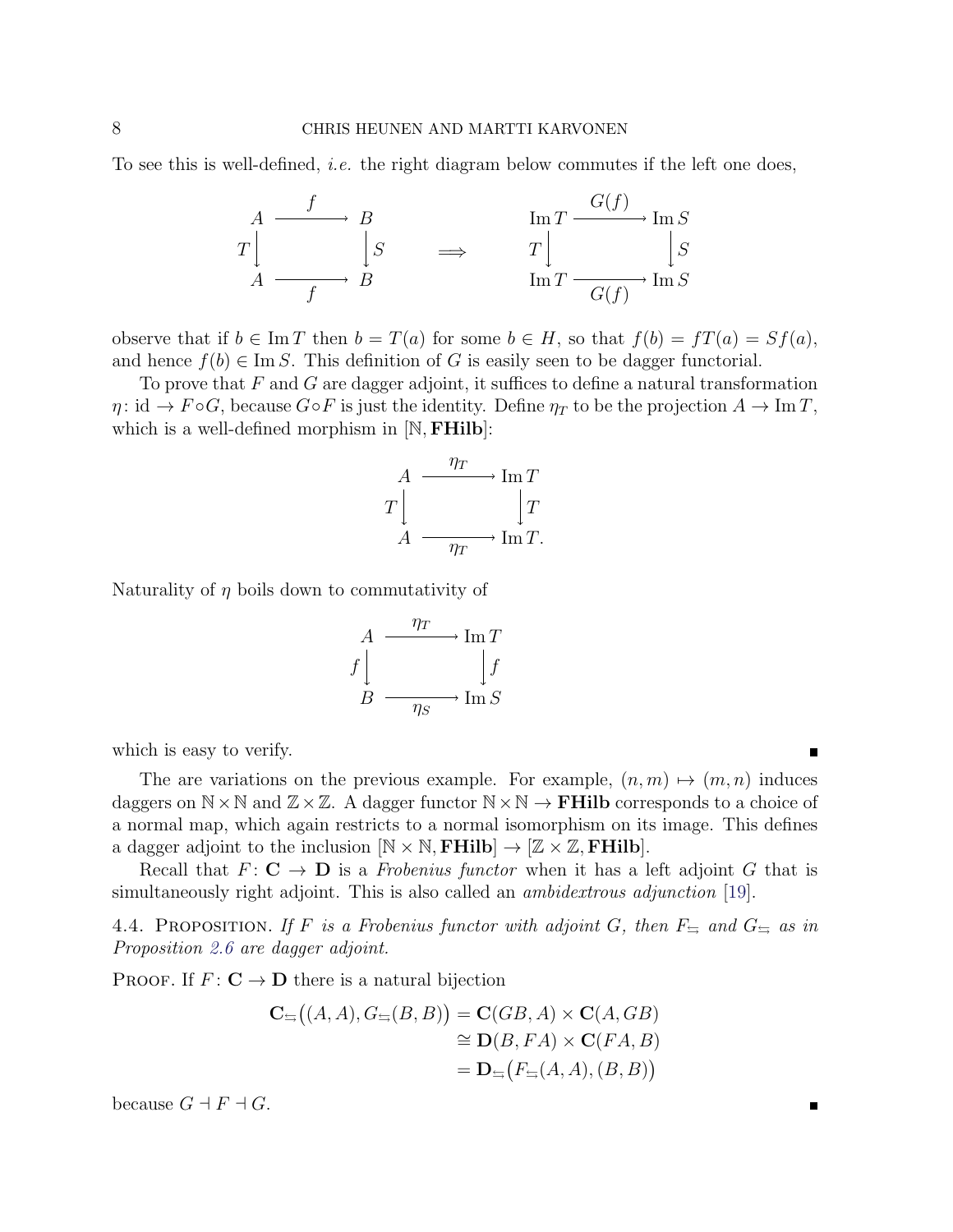To see this is well-defined, *i.e.* the right diagram below commutes if the left one does,

$$
\begin{array}{ccc}
A & \xrightarrow{f} & B \\
{\scriptstyle T}\downarrow & & \downarrow{\scriptstyle S} \\
A & \xrightarrow[f]{} & B
\end{array}
\qquad \Longrightarrow \qquad
\begin{array}{ccc}
\operatorname{Im} T & \xrightarrow{G(f)} & \operatorname{Im} S \\
{\scriptstyle T}\downarrow & & \downarrow{\scriptstyle S} \\
\operatorname{Im} T & \xrightarrow[G(f)]{} & \operatorname{Im} S
\end{array}
$$

observe that if $b \in \operatorname{Im} T$ then $b = T(a)$ for some $b \in H$, so that $f(b) = fT(a) = Sf(a)$, and hence $f(b) \in \operatorname{Im} S$. This definition of $G$ is easily seen to be dagger functorial.

To prove that $F$ and $G$ are dagger adjoint, it suffices to define a natural transformation $\eta\colon \mathrm{id} \to F \circ G$, because $G \circ F$ is just the identity. Define $\eta_T$ to be the projection $A \to \operatorname{Im} T$, which is a well-defined morphism in $[\mathbb{N}, \mathbf{FHilb}]$:

$$
\begin{array}{ccc}
A & \xrightarrow{\eta_T} & \operatorname{Im} T \\
{\scriptstyle T}\downarrow & & \downarrow{\scriptstyle T} \\
A & \xrightarrow[\eta_T]{} & \operatorname{Im} T.
\end{array}
$$

Naturality of $\eta$ boils down to commutativity of

$$
\begin{array}{ccc}
A & \xrightarrow{\eta_T} & \operatorname{Im} T \\
{\scriptstyle f}\downarrow & & \downarrow{\scriptstyle f} \\
B & \xrightarrow[\eta_S]{} & \operatorname{Im} S
\end{array}
$$

which is easy to verify. ∎

The are variations on the previous example. For example, $(n, m) \mapsto (m, n)$ induces daggers on $\mathbb{N} \times \mathbb{N}$ and $\mathbb{Z} \times \mathbb{Z}$. A dagger functor $\mathbb{N} \times \mathbb{N} \to \mathbf{FHilb}$ corresponds to a choice of a normal map, which again restricts to a normal isomorphism on its image. This defines a dagger adjoint to the inclusion $[\mathbb{N} \times \mathbb{N}, \mathbf{FHilb}] \to [\mathbb{Z} \times \mathbb{Z}, \mathbf{FHilb}]$.

Recall that $F\colon \mathbf{C} \to \mathbf{D}$ is a *Frobenius functor* when it has a left adjoint $G$ that is simultaneously right adjoint. This is also called an *ambidextrous adjunction* [19].

4.4. Proposition. *If $F$ is a Frobenius functor with adjoint $G$, then $F_{\leftrightarrows}$ and $G_{\leftrightarrows}$ as in Proposition 2.6 are dagger adjoint.*

Proof. If $F\colon \mathbf{C} \to \mathbf{D}$ there is a natural bijection

$$
\begin{aligned}
\mathbf{C}_{\leftrightarrows}\big((A, A), G_{\leftrightarrows}(B, B)\big) &= \mathbf{C}(GB, A) \times \mathbf{C}(A, GB) \\
&\cong \mathbf{D}(B, FA) \times \mathbf{C}(FA, B) \\
&= \mathbf{D}_{\leftrightarrows}\big(F_{\leftrightarrows}(A, A), (B, B)\big)
\end{aligned}
$$

because $G \dashv F \dashv G$. ∎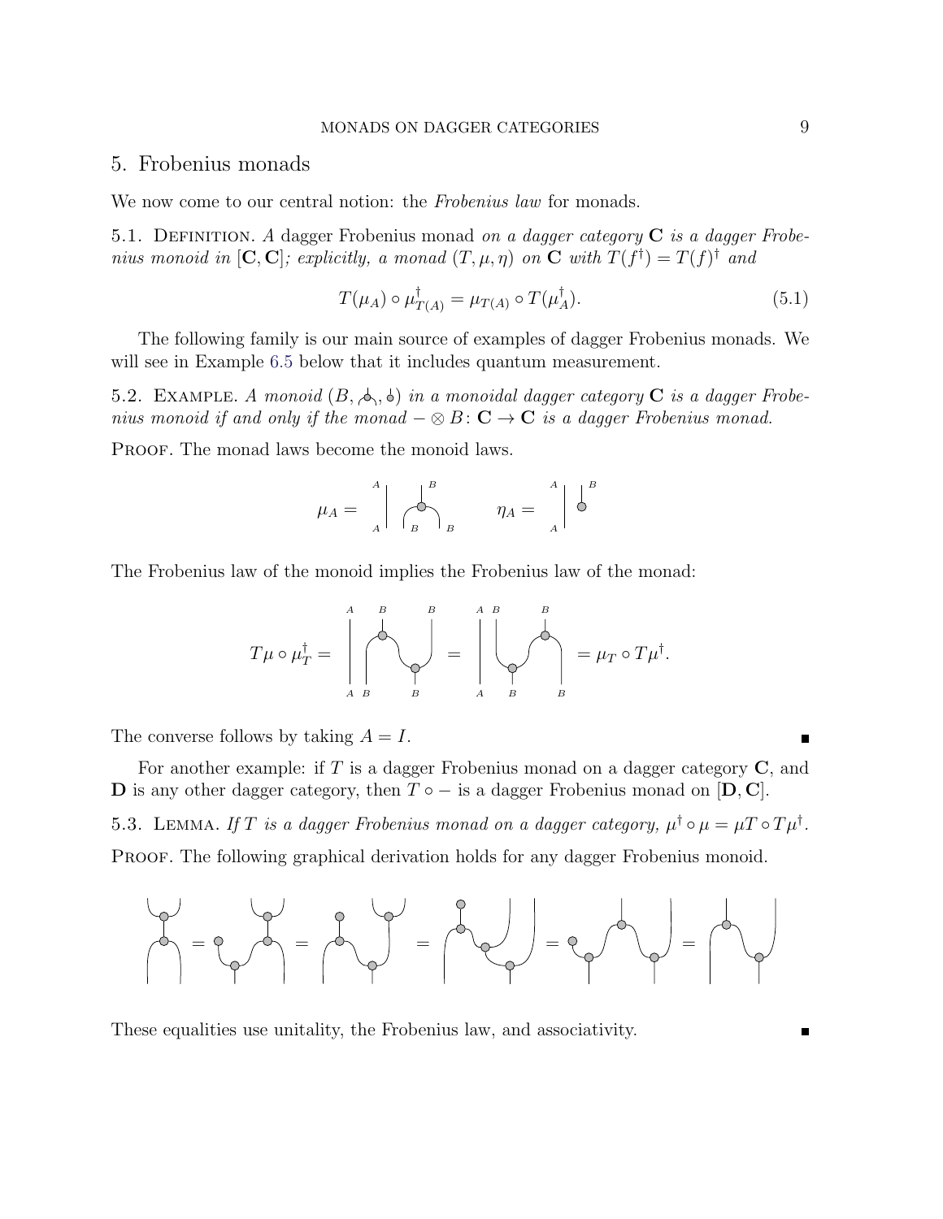## 5. Frobenius monads

We now come to our central notion: the *Frobenius law* for monads.

5.1. Definition. *A* dagger Frobenius monad *on a dagger category* $\mathbf{C}$ *is a dagger Frobenius monoid in* $[\mathbf{C}, \mathbf{C}]$*; explicitly, a monad* $(T, \mu, \eta)$ *on* $\mathbf{C}$ *with* $T(f^\dagger) = T(f)^\dagger$ *and*

$$T(\mu_A) \circ \mu^\dagger_{T(A)} = \mu_{T(A)} \circ T(\mu^\dagger_A). \tag{5.1}$$

The following family is our main source of examples of dagger Frobenius monads. We will see in Example 6.5 below that it includes quantum measurement.

5.2. Example. *A monoid* $(B, \mu, \eta)$ *in a monoidal dagger category* $\mathbf{C}$ *is a dagger Frobenius monoid if and only if the monad* $- \otimes B \colon \mathbf{C} \to \mathbf{C}$ *is a dagger Frobenius monad.*

Proof. The monad laws become the monoid laws.

$\mu_A =$ [diagram] $\qquad \eta_A =$ [diagram]

The Frobenius law of the monoid implies the Frobenius law of the monad:

$T\mu \circ \mu_T^\dagger =$ [diagram] $=$ [diagram] $= \mu_T \circ T\mu^\dagger.$

The converse follows by taking $A = I$. ∎

For another example: if $T$ is a dagger Frobenius monad on a dagger category $\mathbf{C}$, and $\mathbf{D}$ is any other dagger category, then $T \circ -$ is a dagger Frobenius monad on $[\mathbf{D}, \mathbf{C}]$.

5.3. Lemma. *If* $T$ *is a dagger Frobenius monad on a dagger category,* $\mu^\dagger \circ \mu = \mu T \circ T\mu^\dagger$.

Proof. The following graphical derivation holds for any dagger Frobenius monoid.

[diagram] $=$ [diagram] $=$ [diagram] $=$ [diagram] $=$ [diagram] $=$ [diagram]

These equalities use unitality, the Frobenius law, and associativity. ∎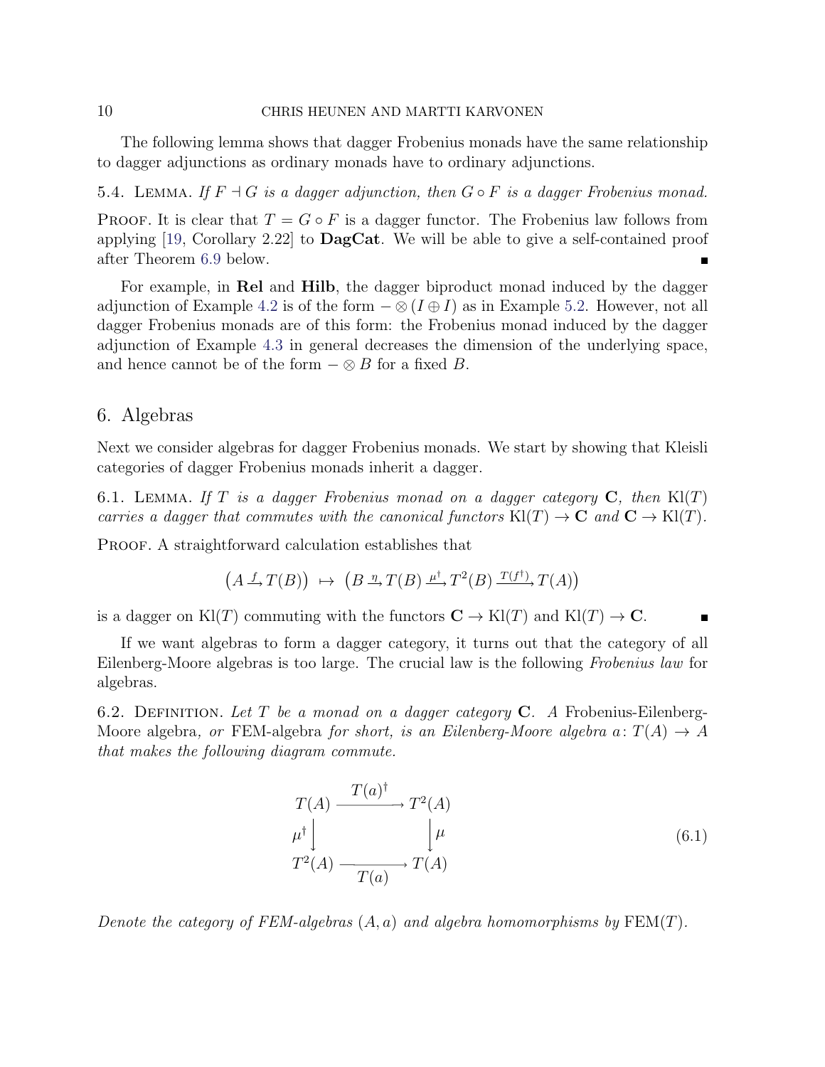The following lemma shows that dagger Frobenius monads have the same relationship to dagger adjunctions as ordinary monads have to ordinary adjunctions.

5.4. Lemma. *If $F \dashv G$ is a dagger adjunction, then $G \circ F$ is a dagger Frobenius monad.*

Proof. It is clear that $T = G \circ F$ is a dagger functor. The Frobenius law follows from applying [19, Corollary 2.22] to **DagCat**. We will be able to give a self-contained proof after Theorem 6.9 below. ∎

For example, in **Rel** and **Hilb**, the dagger biproduct monad induced by the dagger adjunction of Example 4.2 is of the form $- \otimes (I \oplus I)$ as in Example 5.2. However, not all dagger Frobenius monads are of this form: the Frobenius monad induced by the dagger adjunction of Example 4.3 in general decreases the dimension of the underlying space, and hence cannot be of the form $- \otimes B$ for a fixed $B$.

## 6. Algebras

Next we consider algebras for dagger Frobenius monads. We start by showing that Kleisli categories of dagger Frobenius monads inherit a dagger.

6.1. Lemma. *If $T$ is a dagger Frobenius monad on a dagger category $\mathbf{C}$, then $\mathrm{Kl}(T)$ carries a dagger that commutes with the canonical functors $\mathrm{Kl}(T) \to \mathbf{C}$ and $\mathbf{C} \to \mathrm{Kl}(T)$.*

Proof. A straightforward calculation establishes that

$$\big(A \xrightarrow{f} T(B)\big) \;\mapsto\; \big(B \xrightarrow{\eta} T(B) \xrightarrow{\mu^\dagger} T^2(B) \xrightarrow{T(f^\dagger)} T(A)\big)$$

is a dagger on $\mathrm{Kl}(T)$ commuting with the functors $\mathbf{C} \to \mathrm{Kl}(T)$ and $\mathrm{Kl}(T) \to \mathbf{C}$. ∎

If we want algebras to form a dagger category, it turns out that the category of all Eilenberg-Moore algebras is too large. The crucial law is the following *Frobenius law* for algebras.

6.2. Definition. *Let $T$ be a monad on a dagger category $\mathbf{C}$. A* Frobenius-Eilenberg-Moore algebra*, or* FEM-algebra *for short, is an Eilenberg-Moore algebra $a\colon T(A) \to A$ that makes the following diagram commute.*

$$\begin{array}{ccc} T(A) & \xrightarrow{\;T(a)^\dagger\;} & T^2(A) \\ {\scriptstyle \mu^\dagger}\downarrow & & \downarrow{\scriptstyle \mu} \\ T^2(A) & \xrightarrow[\;T(a)\;]{} & T(A) \end{array} \tag{6.1}$$

*Denote the category of FEM-algebras $(A, a)$ and algebra homomorphisms by $\mathrm{FEM}(T)$.*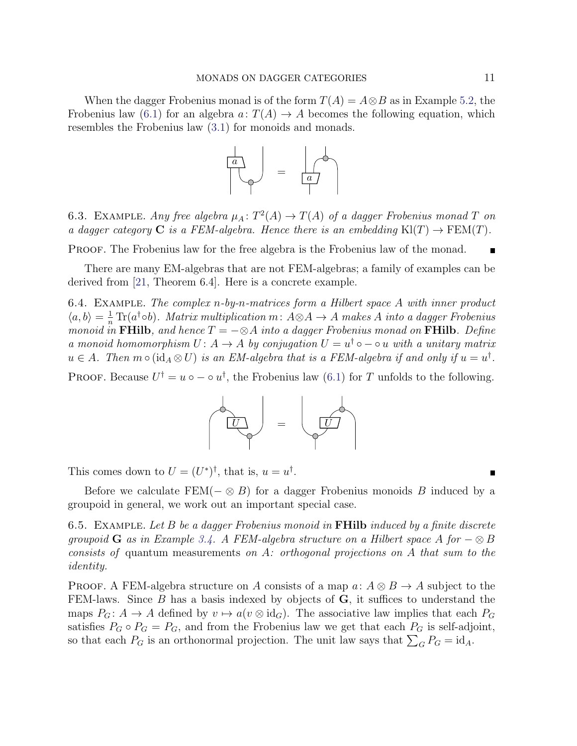When the dagger Frobenius monad is of the form $T(A) = A \otimes B$ as in Example 5.2, the Frobenius law (6.1) for an algebra $a\colon T(A) \to A$ becomes the following equation, which resembles the Frobenius law (3.1) for monoids and monads.

6.3. Example. *Any free algebra $\mu_A\colon T^2(A) \to T(A)$ of a dagger Frobenius monad $T$ on a dagger category $\mathbf{C}$ is a FEM-algebra. Hence there is an embedding $\mathrm{Kl}(T) \to \mathrm{FEM}(T)$.*

Proof. The Frobenius law for the free algebra is the Frobenius law of the monad. ∎

There are many EM-algebras that are not FEM-algebras; a family of examples can be derived from [21, Theorem 6.4]. Here is a concrete example.

6.4. Example. *The complex n-by-n-matrices form a Hilbert space $A$ with inner product $\langle a, b\rangle = \frac{1}{n}\operatorname{Tr}(a^\dagger \circ b)$. Matrix multiplication $m\colon A \otimes A \to A$ makes $A$ into a dagger Frobenius monoid in* **FHilb**, *and hence $T = - \otimes A$ into a dagger Frobenius monad on* **FHilb**. *Define a monoid homomorphism $U\colon A \to A$ by conjugation $U = u^\dagger \circ - \circ u$ with a unitary matrix $u \in A$. Then $m \circ (\mathrm{id}_A \otimes U)$ is an EM-algebra that is a FEM-algebra if and only if $u = u^\dagger$.*

Proof. Because $U^\dagger = u \circ - \circ u^\dagger$, the Frobenius law (6.1) for $T$ unfolds to the following.

This comes down to $U = (U^*)^\dagger$, that is, $u = u^\dagger$. ∎

Before we calculate $\mathrm{FEM}(- \otimes B)$ for a dagger Frobenius monoids $B$ induced by a groupoid in general, we work out an important special case.

6.5. Example. *Let $B$ be a dagger Frobenius monoid in* **FHilb** *induced by a finite discrete groupoid* $\mathbf{G}$ *as in Example 3.4. A FEM-algebra structure on a Hilbert space $A$ for $- \otimes B$ consists of* quantum measurements *on $A$: orthogonal projections on $A$ that sum to the identity.*

Proof. A FEM-algebra structure on $A$ consists of a map $a\colon A \otimes B \to A$ subject to the FEM-laws. Since $B$ has a basis indexed by objects of $\mathbf{G}$, it suffices to understand the maps $P_G\colon A \to A$ defined by $v \mapsto a(v \otimes \mathrm{id}_G)$. The associative law implies that each $P_G$ satisfies $P_G \circ P_G = P_G$, and from the Frobenius law we get that each $P_G$ is self-adjoint, so that each $P_G$ is an orthonormal projection. The unit law says that $\sum_G P_G = \mathrm{id}_A$.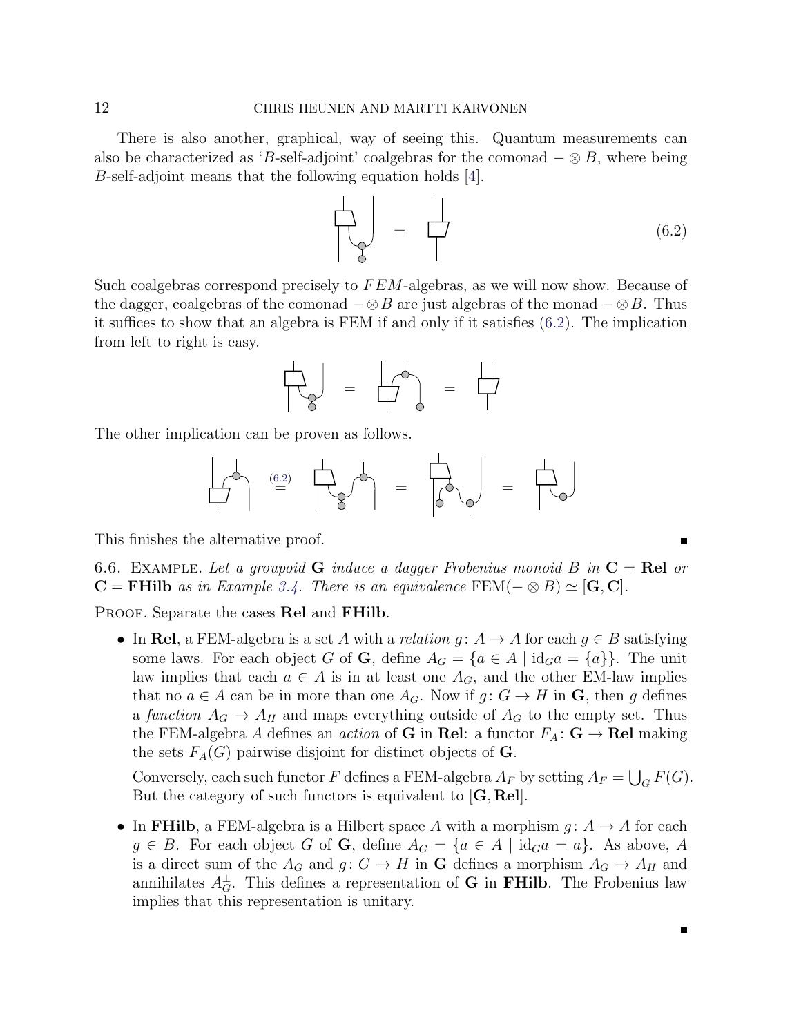There is also another, graphical, way of seeing this. Quantum measurements can also be characterized as '$B$-self-adjoint' coalgebras for the comonad $- \otimes B$, where being $B$-self-adjoint means that the following equation holds [4].

$$(6.2)$$

Such coalgebras correspond precisely to $FEM$-algebras, as we will now show. Because of the dagger, coalgebras of the comonad $- \otimes B$ are just algebras of the monad $- \otimes B$. Thus it suffices to show that an algebra is FEM if and only if it satisfies (6.2). The implication from left to right is easy.

The other implication can be proven as follows.

This finishes the alternative proof. ∎

6.6. Example. *Let a groupoid* $\mathbf{G}$ *induce a dagger Frobenius monoid* $B$ *in* $\mathbf{C} = \mathbf{Rel}$ *or* $\mathbf{C} = \mathbf{FHilb}$ *as in Example 3.4. There is an equivalence* $\mathrm{FEM}(- \otimes B) \simeq [\mathbf{G}, \mathbf{C}]$.

Proof. Separate the cases $\mathbf{Rel}$ and $\mathbf{FHilb}$.

- In $\mathbf{Rel}$, a FEM-algebra is a set $A$ with a *relation* $g \colon A \to A$ for each $g \in B$ satisfying some laws. For each object $G$ of $\mathbf{G}$, define $A_G = \{a \in A \mid \mathrm{id}_G a = \{a\}\}$. The unit law implies that each $a \in A$ is in at least one $A_G$, and the other EM-law implies that no $a \in A$ can be in more than one $A_G$. Now if $g \colon G \to H$ in $\mathbf{G}$, then $g$ defines a *function* $A_G \to A_H$ and maps everything outside of $A_G$ to the empty set. Thus the FEM-algebra $A$ defines an *action* of $\mathbf{G}$ in $\mathbf{Rel}$: a functor $F_A \colon \mathbf{G} \to \mathbf{Rel}$ making the sets $F_A(G)$ pairwise disjoint for distinct objects of $\mathbf{G}$.

  Conversely, each such functor $F$ defines a FEM-algebra $A_F$ by setting $A_F = \bigcup_G F(G)$. But the category of such functors is equivalent to $[\mathbf{G}, \mathbf{Rel}]$.

- In $\mathbf{FHilb}$, a FEM-algebra is a Hilbert space $A$ with a morphism $g \colon A \to A$ for each $g \in B$. For each object $G$ of $\mathbf{G}$, define $A_G = \{a \in A \mid \mathrm{id}_G a = a\}$. As above, $A$ is a direct sum of the $A_G$ and $g \colon G \to H$ in $\mathbf{G}$ defines a morphism $A_G \to A_H$ and annihilates $A_G^{\perp}$. This defines a representation of $\mathbf{G}$ in $\mathbf{FHilb}$. The Frobenius law implies that this representation is unitary.

∎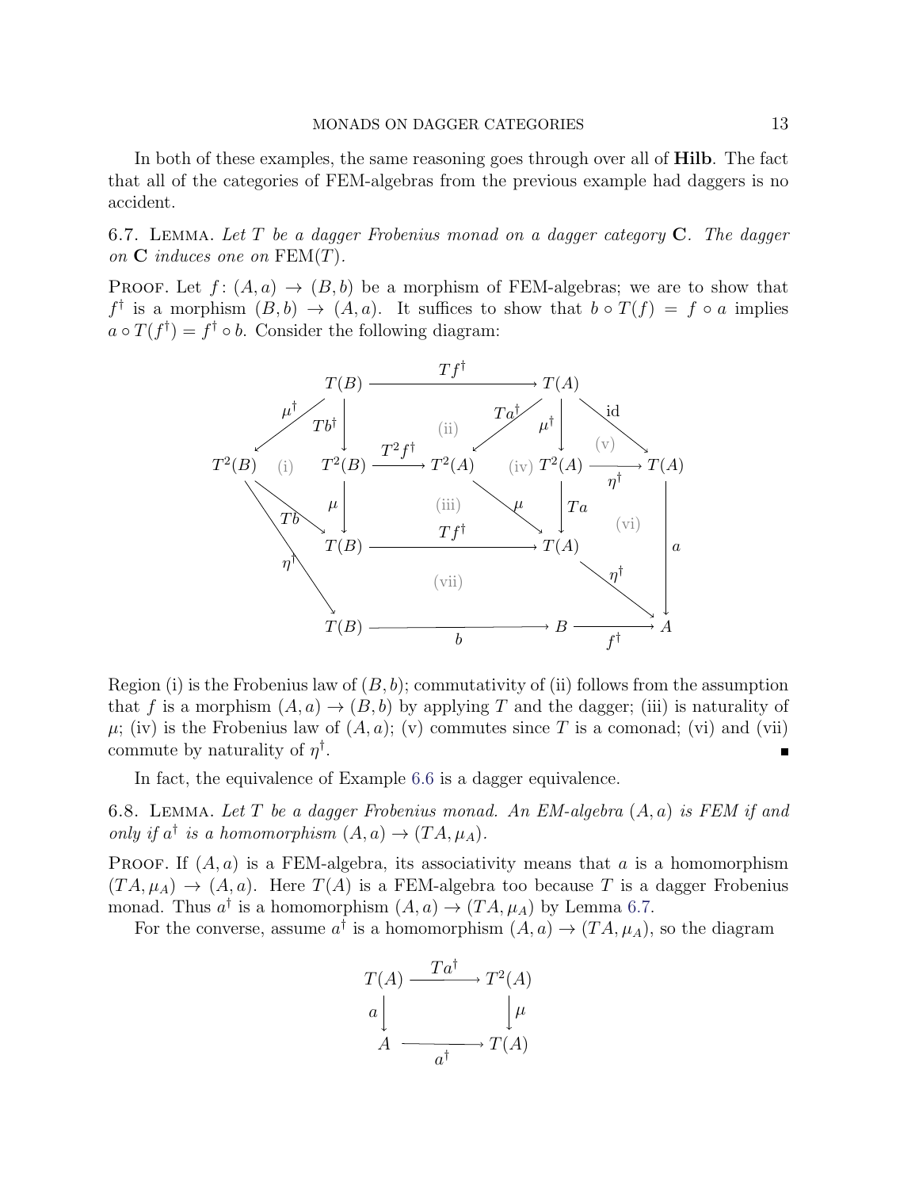In both of these examples, the same reasoning goes through over all of **Hilb**. The fact that all of the categories of FEM-algebras from the previous example had daggers is no accident.

6.7. Lemma. *Let $T$ be a dagger Frobenius monad on a dagger category $\mathbf{C}$. The dagger on $\mathbf{C}$ induces one on* $\mathrm{FEM}(T)$.

Proof. Let $f\colon (A,a) \to (B,b)$ be a morphism of FEM-algebras; we are to show that $f^\dagger$ is a morphism $(B,b) \to (A,a)$. It suffices to show that $b \circ T(f) = f \circ a$ implies $a \circ T(f^\dagger) = f^\dagger \circ b$. Consider the following diagram:

$$
\begin{array}{ccccccc}
 & & T(B) & \xrightarrow{\quad Tf^\dagger \quad} & T(A) & & \\
 & \swarrow^{\mu^\dagger} & \downarrow{\scriptstyle Tb^\dagger} & \text{(ii)} \quad \swarrow^{Ta^\dagger} & \downarrow{\scriptstyle \mu^\dagger} & \searrow^{\mathrm{id}} & \\
T^2(B) & \text{(i)} & T^2(B) & \xrightarrow{T^2 f^\dagger} T^2(A) & \text{(iv)}\ T^2(A) & \xrightarrow[\eta^\dagger]{\text{(v)}} & T(A) \\
 & \searrow_{Tb} & \downarrow{\scriptstyle \mu} & \text{(iii)} \quad \searrow_{\mu} & \downarrow{\scriptstyle Ta} & \text{(vi)} & \downarrow{\scriptstyle a} \\
 & \eta^\dagger \searrow & T(B) & \xrightarrow{\quad Tf^\dagger \quad} & T(A) & & \\
 & & & \text{(vii)} & & \searrow^{\eta^\dagger} & \\
 & & T(B) & \xrightarrow[\quad b \quad]{} & B & \xrightarrow[f^\dagger]{} & A
\end{array}
$$

Region (i) is the Frobenius law of $(B,b)$; commutativity of (ii) follows from the assumption that $f$ is a morphism $(A,a) \to (B,b)$ by applying $T$ and the dagger; (iii) is naturality of $\mu$; (iv) is the Frobenius law of $(A,a)$; (v) commutes since $T$ is a comonad; (vi) and (vii) commute by naturality of $\eta^\dagger$. ∎

In fact, the equivalence of Example 6.6 is a dagger equivalence.

6.8. Lemma. *Let $T$ be a dagger Frobenius monad. An EM-algebra $(A,a)$ is FEM if and only if $a^\dagger$ is a homomorphism $(A,a) \to (TA, \mu_A)$.*

Proof. If $(A,a)$ is a FEM-algebra, its associativity means that $a$ is a homomorphism $(TA,\mu_A) \to (A,a)$. Here $T(A)$ is a FEM-algebra too because $T$ is a dagger Frobenius monad. Thus $a^\dagger$ is a homomorphism $(A,a) \to (TA,\mu_A)$ by Lemma 6.7.

For the converse, assume $a^\dagger$ is a homomorphism $(A,a) \to (TA,\mu_A)$, so the diagram

$$
\begin{array}{ccc}
T(A) & \xrightarrow{\;Ta^\dagger\;} & T^2(A) \\
{\scriptstyle a}\downarrow & & \downarrow{\scriptstyle \mu} \\
A & \xrightarrow[\;a^\dagger\;]{} & T(A)
\end{array}
$$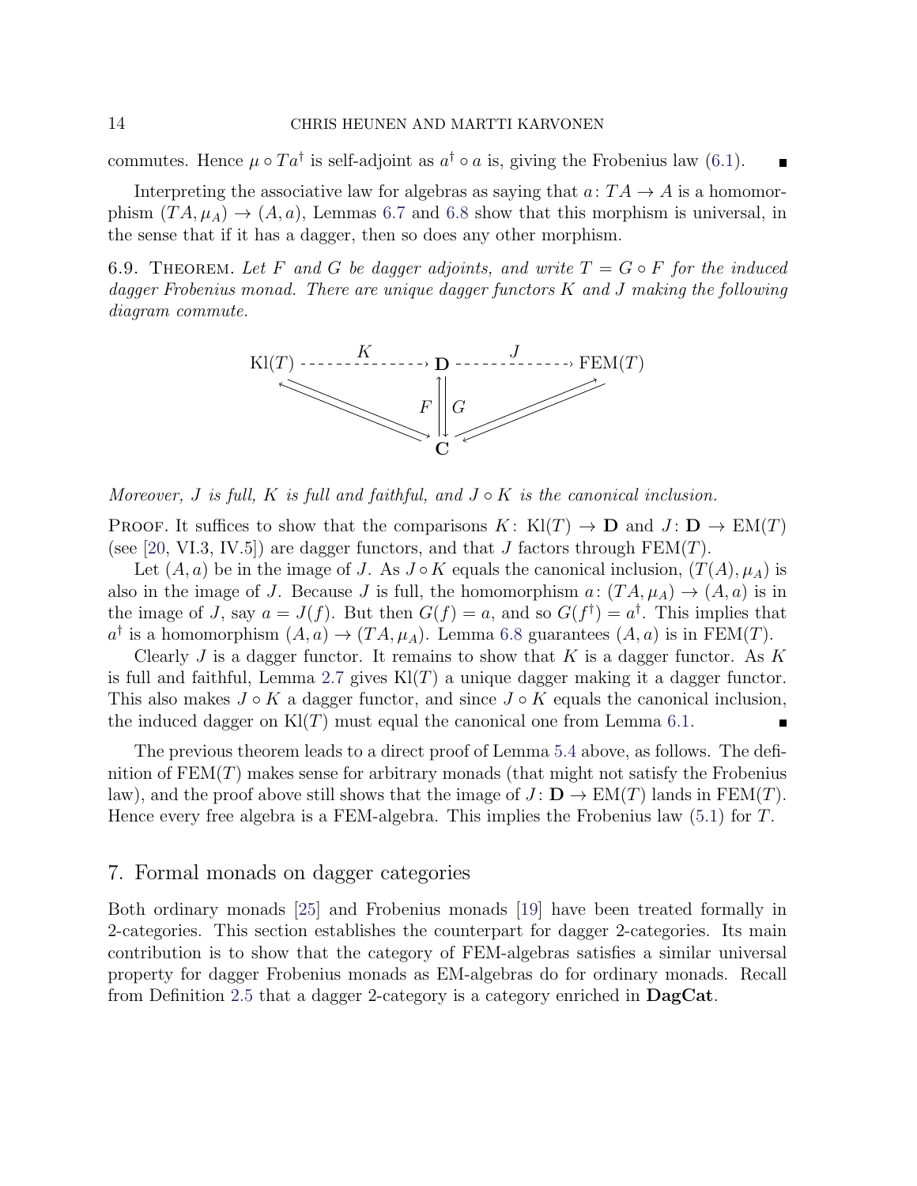commutes. Hence $\mu \circ Ta^\dagger$ is self-adjoint as $a^\dagger \circ a$ is, giving the Frobenius law (6.1). ∎

Interpreting the associative law for algebras as saying that $a\colon TA \to A$ is a homomorphism $(TA, \mu_A) \to (A, a)$, Lemmas 6.7 and 6.8 show that this morphism is universal, in the sense that if it has a dagger, then so does any other morphism.

6.9. Theorem. *Let $F$ and $G$ be dagger adjoints, and write $T = G \circ F$ for the induced dagger Frobenius monad. There are unique dagger functors $K$ and $J$ making the following diagram commute.*

$$
\begin{array}{ccccc}
\mathrm{Kl}(T) & \overset{K}{\dashrightarrow} & \mathbf{D} & \overset{J}{\dashrightarrow} & \mathrm{FEM}(T) \\
 & \nwarrow\!\searrow & F \big\uparrow\big\downarrow G & \nearrow\!\swarrow & \\
 & & \mathbf{C} & &
\end{array}
$$

*Moreover, $J$ is full, $K$ is full and faithful, and $J \circ K$ is the canonical inclusion.*

Proof. It suffices to show that the comparisons $K\colon \mathrm{Kl}(T) \to \mathbf{D}$ and $J\colon \mathbf{D} \to \mathrm{EM}(T)$ (see [20, VI.3, IV.5]) are dagger functors, and that $J$ factors through $\mathrm{FEM}(T)$.

Let $(A, a)$ be in the image of $J$. As $J \circ K$ equals the canonical inclusion, $(T(A), \mu_A)$ is also in the image of $J$. Because $J$ is full, the homomorphism $a\colon (TA, \mu_A) \to (A, a)$ is in the image of $J$, say $a = J(f)$. But then $G(f) = a$, and so $G(f^\dagger) = a^\dagger$. This implies that $a^\dagger$ is a homomorphism $(A, a) \to (TA, \mu_A)$. Lemma 6.8 guarantees $(A, a)$ is in $\mathrm{FEM}(T)$.

Clearly $J$ is a dagger functor. It remains to show that $K$ is a dagger functor. As $K$ is full and faithful, Lemma 2.7 gives $\mathrm{Kl}(T)$ a unique dagger making it a dagger functor. This also makes $J \circ K$ a dagger functor, and since $J \circ K$ equals the canonical inclusion, the induced dagger on $\mathrm{Kl}(T)$ must equal the canonical one from Lemma 6.1. ∎

The previous theorem leads to a direct proof of Lemma 5.4 above, as follows. The definition of $\mathrm{FEM}(T)$ makes sense for arbitrary monads (that might not satisfy the Frobenius law), and the proof above still shows that the image of $J\colon \mathbf{D} \to \mathrm{EM}(T)$ lands in $\mathrm{FEM}(T)$. Hence every free algebra is a FEM-algebra. This implies the Frobenius law (5.1) for $T$.

## 7. Formal monads on dagger categories

Both ordinary monads [25] and Frobenius monads [19] have been treated formally in 2-categories. This section establishes the counterpart for dagger 2-categories. Its main contribution is to show that the category of FEM-algebras satisfies a similar universal property for dagger Frobenius monads as EM-algebras do for ordinary monads. Recall from Definition 2.5 that a dagger 2-category is a category enriched in **DagCat**.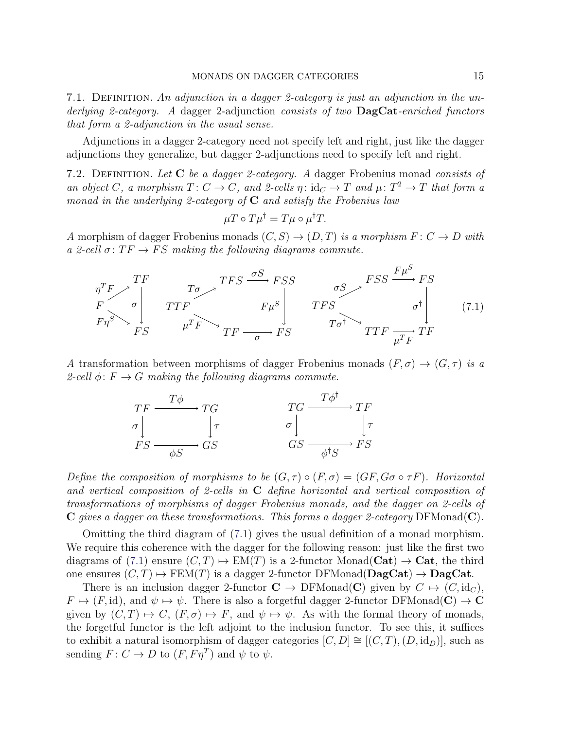7.1. Definition. *An adjunction in a dagger 2-category is just an adjunction in the underlying 2-category. A* dagger 2-adjunction *consists of two* **DagCat***-enriched functors that form a 2-adjunction in the usual sense.*

Adjunctions in a dagger 2-category need not specify left and right, just like the dagger adjunctions they generalize, but dagger 2-adjunctions need to specify left and right.

7.2. Definition. *Let* $\mathbf{C}$ *be a dagger 2-category. A* dagger Frobenius monad *consists of an object* $C$*, a morphism* $T\colon C \to C$*, and 2-cells* $\eta\colon \mathrm{id}_C \to T$ *and* $\mu\colon T^2 \to T$ *that form a monad in the underlying 2-category of* $\mathbf{C}$ *and satisfy the Frobenius law*

$$\mu T \circ T\mu^\dagger = T\mu \circ \mu^\dagger T.$$

*A* morphism of dagger Frobenius monads $(C,S) \to (D,T)$ *is a morphism* $F\colon C \to D$ *with a 2-cell* $\sigma\colon TF \to FS$ *making the following diagrams commute.*

$$\begin{array}{ccc}
\sigma \circ \eta^T F = F\eta^S \colon F \to FS & \quad F\mu^S \circ \sigma S \circ T\sigma = \sigma \circ \mu^T F \colon TTF \to FS & \quad \sigma^\dagger \circ F\mu^S \circ \sigma S = \mu^T F \circ T\sigma^\dagger \colon TFS \to TF
\end{array} \tag{7.1}$$

*A* transformation between morphisms of dagger Frobenius monads $(F,\sigma) \to (G,\tau)$ *is a 2-cell* $\phi\colon F \to G$ *making the following diagrams commute.*

$$\tau \circ T\phi = \phi S \circ \sigma \colon TF \to GS \qquad\qquad \tau \circ T\phi^\dagger = \phi^\dagger S \circ \sigma \colon TG \to FS$$

*Define the composition of morphisms to be* $(G,\tau) \circ (F,\sigma) = (GF, G\sigma \circ \tau F)$*. Horizontal and vertical composition of 2-cells in* $\mathbf{C}$ *define horizontal and vertical composition of transformations of morphisms of dagger Frobenius monads, and the dagger on 2-cells of* $\mathbf{C}$ *gives a dagger on these transformations. This forms a dagger 2-category* $\mathrm{DFMonad}(\mathbf{C})$*.*

Omitting the third diagram of (7.1) gives the usual definition of a monad morphism. We require this coherence with the dagger for the following reason: just like the first two diagrams of (7.1) ensure $(C,T) \mapsto \mathrm{EM}(T)$ is a 2-functor $\mathrm{Monad}(\mathbf{Cat}) \to \mathbf{Cat}$, the third one ensures $(C,T) \mapsto \mathrm{FEM}(T)$ is a dagger 2-functor $\mathrm{DFMonad}(\mathbf{DagCat}) \to \mathbf{DagCat}$.

There is an inclusion dagger 2-functor $\mathbf{C} \to \mathrm{DFMonad}(\mathbf{C})$ given by $C \mapsto (C, \mathrm{id}_C)$, $F \mapsto (F, \mathrm{id})$, and $\psi \mapsto \psi$. There is also a forgetful dagger 2-functor $\mathrm{DFMonad}(\mathbf{C}) \to \mathbf{C}$ given by $(C,T) \mapsto C$, $(F,\sigma) \mapsto F$, and $\psi \mapsto \psi$. As with the formal theory of monads, the forgetful functor is the left adjoint to the inclusion functor. To see this, it suffices to exhibit a natural isomorphism of dagger categories $[C,D] \cong [(C,T),(D,\mathrm{id}_D)]$, such as sending $F\colon C \to D$ to $(F, F\eta^T)$ and $\psi$ to $\psi$.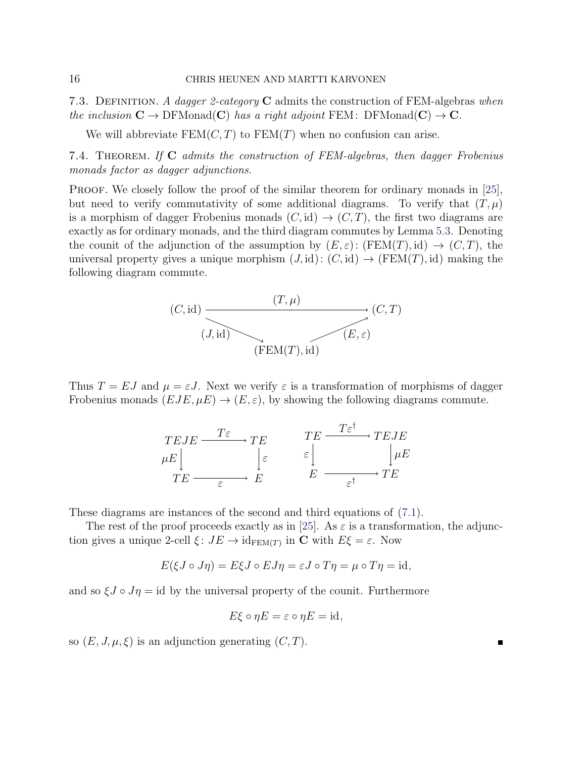**7.3. Definition.** *A dagger 2-category* $\mathbf{C}$ admits the construction of FEM-algebras *when the inclusion* $\mathbf{C} \to \mathrm{DFMonad}(\mathbf{C})$ *has a right adjoint* $\mathrm{FEM}\colon \mathrm{DFMonad}(\mathbf{C}) \to \mathbf{C}$.

We will abbreviate $\mathrm{FEM}(C,T)$ to $\mathrm{FEM}(T)$ when no confusion can arise.

**7.4. Theorem.** *If* $\mathbf{C}$ *admits the construction of FEM-algebras, then dagger Frobenius monads factor as dagger adjunctions.*

Proof. We closely follow the proof of the similar theorem for ordinary monads in [25], but need to verify commutativity of some additional diagrams. To verify that $(T,\mu)$ is a morphism of dagger Frobenius monads $(C,\mathrm{id}) \to (C,T)$, the first two diagrams are exactly as for ordinary monads, and the third diagram commutes by Lemma 5.3. Denoting the counit of the adjunction of the assumption by $(E,\varepsilon)\colon (\mathrm{FEM}(T),\mathrm{id}) \to (C,T)$, the universal property gives a unique morphism $(J,\mathrm{id})\colon (C,\mathrm{id}) \to (\mathrm{FEM}(T),\mathrm{id})$ making the following diagram commute.

$$\begin{array}{ccc} (C,\mathrm{id}) & \xrightarrow{\quad (T,\mu) \quad} & (C,T) \\ & {\scriptstyle (J,\mathrm{id})} \searrow \qquad \nearrow {\scriptstyle (E,\varepsilon)} & \\ & (\mathrm{FEM}(T),\mathrm{id}) & \end{array}$$

Thus $T = EJ$ and $\mu = \varepsilon J$. Next we verify $\varepsilon$ is a transformation of morphisms of dagger Frobenius monads $(EJE, \mu E) \to (E,\varepsilon)$, by showing the following diagrams commute.

$$\begin{array}{ccc} TEJE & \xrightarrow{T\varepsilon} & TE \\ {\scriptstyle \mu E}\downarrow & & \downarrow{\scriptstyle \varepsilon} \\ TE & \xrightarrow[\varepsilon]{} & E \end{array} \qquad\qquad \begin{array}{ccc} TE & \xrightarrow{T\varepsilon^\dagger} & TEJE \\ {\scriptstyle \varepsilon}\downarrow & & \downarrow{\scriptstyle \mu E} \\ E & \xrightarrow[\varepsilon^\dagger]{} & TE \end{array}$$

These diagrams are instances of the second and third equations of (7.1).

The rest of the proof proceeds exactly as in [25]. As $\varepsilon$ is a transformation, the adjunction gives a unique 2-cell $\xi\colon JE \to \mathrm{id}_{\mathrm{FEM}(T)}$ in $\mathbf{C}$ with $E\xi = \varepsilon$. Now

$$E(\xi J \circ J\eta) = E\xi J \circ EJ\eta = \varepsilon J \circ T\eta = \mu \circ T\eta = \mathrm{id},$$

and so $\xi J \circ J\eta = \mathrm{id}$ by the universal property of the counit. Furthermore

$$E\xi \circ \eta E = \varepsilon \circ \eta E = \mathrm{id},$$

so $(E, J, \mu, \xi)$ is an adjunction generating $(C,T)$. ∎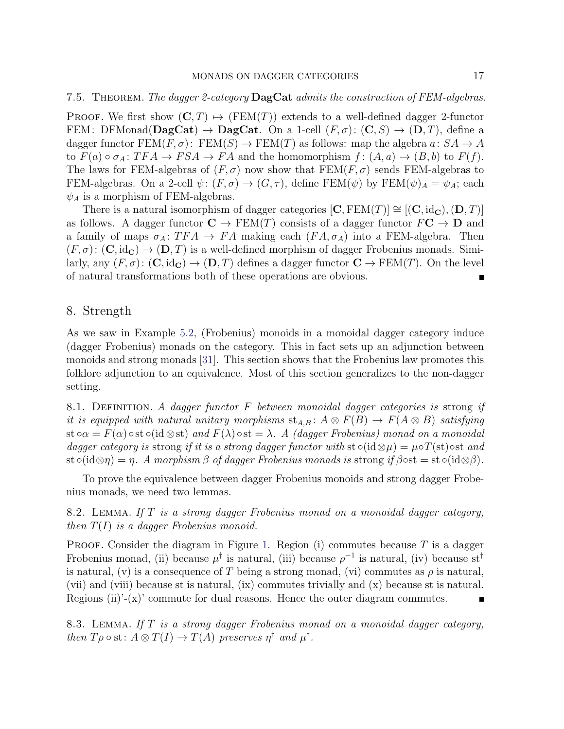7.5. Theorem. *The dagger 2-category* **DagCat** *admits the construction of FEM-algebras.*

Proof. We first show $(\mathbf{C}, T) \mapsto (\mathrm{FEM}(T))$ extends to a well-defined dagger 2-functor $\mathrm{FEM}\colon \mathrm{DFMonad}(\mathbf{DagCat}) \to \mathbf{DagCat}$. On a 1-cell $(F,\sigma)\colon (\mathbf{C}, S) \to (\mathbf{D}, T)$, define a dagger functor $\mathrm{FEM}(F,\sigma)\colon \mathrm{FEM}(S) \to \mathrm{FEM}(T)$ as follows: map the algebra $a\colon SA \to A$ to $F(a) \circ \sigma_A \colon TFA \to FSA \to FA$ and the homomorphism $f\colon (A,a) \to (B,b)$ to $F(f)$. The laws for FEM-algebras of $(F,\sigma)$ now show that $\mathrm{FEM}(F,\sigma)$ sends FEM-algebras to FEM-algebras. On a 2-cell $\psi\colon (F,\sigma) \to (G,\tau)$, define $\mathrm{FEM}(\psi)$ by $\mathrm{FEM}(\psi)_A = \psi_A$; each $\psi_A$ is a morphism of FEM-algebras.

There is a natural isomorphism of dagger categories $[\mathbf{C}, \mathrm{FEM}(T)] \cong [(\mathbf{C}, \mathrm{id}_{\mathbf{C}}), (\mathbf{D}, T)]$ as follows. A dagger functor $\mathbf{C} \to \mathrm{FEM}(T)$ consists of a dagger functor $F\mathbf{C} \to \mathbf{D}$ and a family of maps $\sigma_A \colon TFA \to FA$ making each $(FA, \sigma_A)$ into a FEM-algebra. Then $(F,\sigma)\colon (\mathbf{C}, \mathrm{id}_{\mathbf{C}}) \to (\mathbf{D}, T)$ is a well-defined morphism of dagger Frobenius monads. Similarly, any $(F,\sigma)\colon (\mathbf{C}, \mathrm{id}_{\mathbf{C}}) \to (\mathbf{D}, T)$ defines a dagger functor $\mathbf{C} \to \mathrm{FEM}(T)$. On the level of natural transformations both of these operations are obvious. ∎

## 8. Strength

As we saw in Example 5.2, (Frobenius) monoids in a monoidal dagger category induce (dagger Frobenius) monads on the category. This in fact sets up an adjunction between monoids and strong monads [31]. This section shows that the Frobenius law promotes this folklore adjunction to an equivalence. Most of this section generalizes to the non-dagger setting.

8.1. Definition. *A dagger functor $F$ between monoidal dagger categories is* strong *if it is equipped with natural unitary morphisms $\mathrm{st}_{A,B}\colon A \otimes F(B) \to F(A \otimes B)$ satisfying $\mathrm{st} \circ \alpha = F(\alpha) \circ \mathrm{st} \circ (\mathrm{id} \otimes \mathrm{st})$ and $F(\lambda) \circ \mathrm{st} = \lambda$. A (dagger Frobenius) monad on a monoidal dagger category is* strong *if it is a strong dagger functor with $\mathrm{st} \circ (\mathrm{id} \otimes \mu) = \mu \circ T(\mathrm{st}) \circ \mathrm{st}$ and $\mathrm{st} \circ (\mathrm{id} \otimes \eta) = \eta$. A morphism $\beta$ of dagger Frobenius monads is* strong *if $\beta \circ \mathrm{st} = \mathrm{st} \circ (\mathrm{id} \otimes \beta)$.*

To prove the equivalence between dagger Frobenius monoids and strong dagger Frobenius monads, we need two lemmas.

8.2. Lemma. *If $T$ is a strong dagger Frobenius monad on a monoidal dagger category, then $T(I)$ is a dagger Frobenius monoid.*

Proof. Consider the diagram in Figure 1. Region (i) commutes because $T$ is a dagger Frobenius monad, (ii) because $\mu^\dagger$ is natural, (iii) because $\rho^{-1}$ is natural, (iv) because $\mathrm{st}^\dagger$ is natural, (v) is a consequence of $T$ being a strong monad, (vi) commutes as $\rho$ is natural, (vii) and (viii) because st is natural, (ix) commutes trivially and (x) because st is natural. Regions (ii)'-(x)' commute for dual reasons. Hence the outer diagram commutes. ∎

8.3. Lemma. *If $T$ is a strong dagger Frobenius monad on a monoidal dagger category, then $T\rho \circ \mathrm{st}\colon A \otimes T(I) \to T(A)$ preserves $\eta^\dagger$ and $\mu^\dagger$.*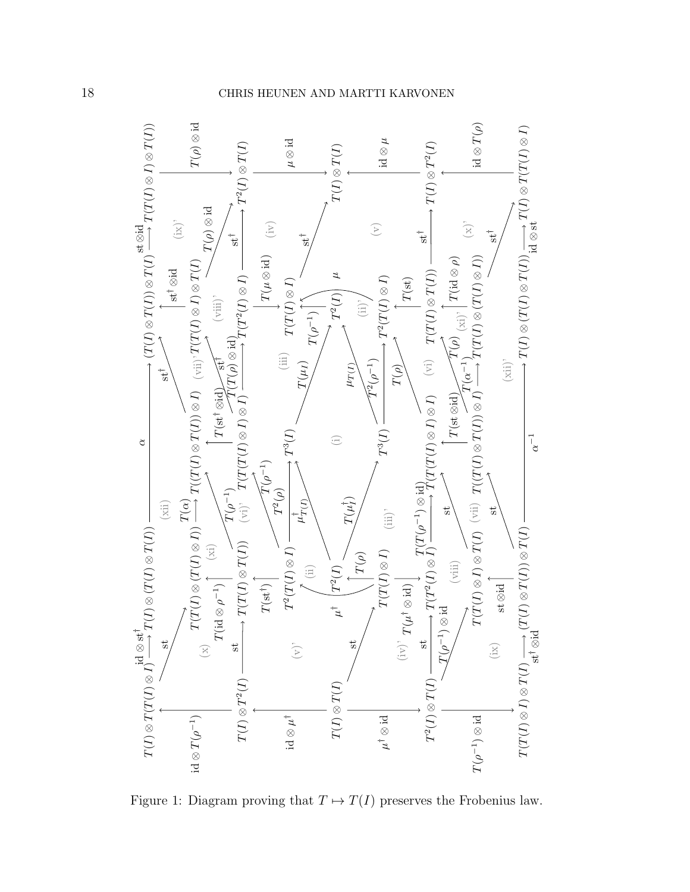Figure 1: Diagram proving that $T \mapsto T(I)$ preserves the Frobenius law.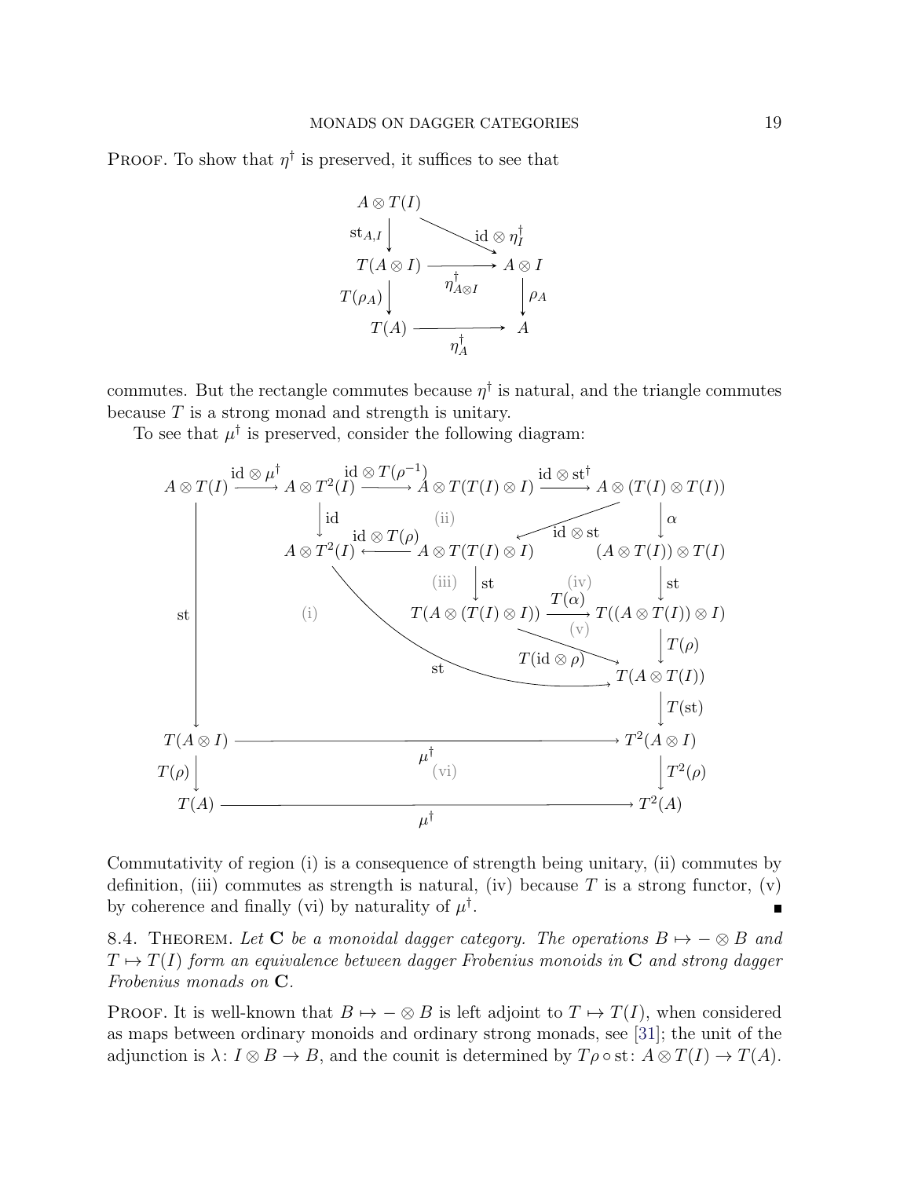PROOF. To show that $\eta^\dagger$ is preserved, it suffices to see that

$$
\begin{array}{ccc}
A \otimes T(I) & & \\
\downarrow{\scriptstyle \mathrm{st}_{A,I}} & \searrow{\scriptstyle \mathrm{id} \otimes \eta_I^\dagger} & \\
T(A \otimes I) & \xrightarrow{\eta^\dagger_{A \otimes I}} & A \otimes I \\
\downarrow{\scriptstyle T(\rho_A)} & & \downarrow{\scriptstyle \rho_A} \\
T(A) & \xrightarrow{\eta^\dagger_A} & A
\end{array}
$$

commutes. But the rectangle commutes because $\eta^\dagger$ is natural, and the triangle commutes because $T$ is a strong monad and strength is unitary.

To see that $\mu^\dagger$ is preserved, consider the following diagram:

$$
\begin{array}{ccccccc}
A \otimes T(I) & \xrightarrow{\mathrm{id} \otimes \mu^\dagger} & A \otimes T^2(I) & \xrightarrow{\mathrm{id} \otimes T(\rho^{-1})} & A \otimes T(T(I) \otimes I) & \xrightarrow{\mathrm{id} \otimes \mathrm{st}^\dagger} & A \otimes (T(I) \otimes T(I)) \\
 & & \downarrow{\scriptstyle \mathrm{id}} & \text{(ii)} & & \swarrow{\scriptstyle \mathrm{id} \otimes \mathrm{st}} & \downarrow{\scriptstyle \alpha} \\
 & & A \otimes T^2(I) & \xleftarrow{\mathrm{id} \otimes T(\rho)} & A \otimes T(T(I) \otimes I) & & (A \otimes T(I)) \otimes T(I) \\
\downarrow{\scriptstyle \mathrm{st}} & \text{(i)} & & \text{(iii)} & \downarrow{\scriptstyle \mathrm{st}} & \text{(iv)} & \downarrow{\scriptstyle \mathrm{st}} \\
 & & & & T(A \otimes (T(I) \otimes I)) & \xrightarrow{T(\alpha)} & T((A \otimes T(I)) \otimes I) \\
 & & & & & \searrow{\scriptstyle T(\mathrm{id} \otimes \rho)} \ \text{(v)} & \downarrow{\scriptstyle T(\rho)} \\
 & & & \searrow{\scriptstyle \mathrm{st}} & & & T(A \otimes T(I)) \\
 & & & & & & \downarrow{\scriptstyle T(\mathrm{st})} \\
T(A \otimes I) & & & \xrightarrow{\mu^\dagger} & & & T^2(A \otimes I) \\
\downarrow{\scriptstyle T(\rho)} & & & \text{(vi)} & & & \downarrow{\scriptstyle T^2(\rho)} \\
T(A) & & & \xrightarrow{\mu^\dagger} & & & T^2(A)
\end{array}
$$

Commutativity of region (i) is a consequence of strength being unitary, (ii) commutes by definition, (iii) commutes as strength is natural, (iv) because $T$ is a strong functor, (v) by coherence and finally (vi) by naturality of $\mu^\dagger$. ∎

8.4. THEOREM. *Let* $\mathbf{C}$ *be a monoidal dagger category. The operations* $B \mapsto - \otimes B$ *and* $T \mapsto T(I)$ *form an equivalence between dagger Frobenius monoids in* $\mathbf{C}$ *and strong dagger Frobenius monads on* $\mathbf{C}$.

PROOF. It is well-known that $B \mapsto - \otimes B$ is left adjoint to $T \mapsto T(I)$, when considered as maps between ordinary monoids and ordinary strong monads, see [31]; the unit of the adjunction is $\lambda \colon I \otimes B \to B$, and the counit is determined by $T\rho \circ \mathrm{st} \colon A \otimes T(I) \to T(A)$.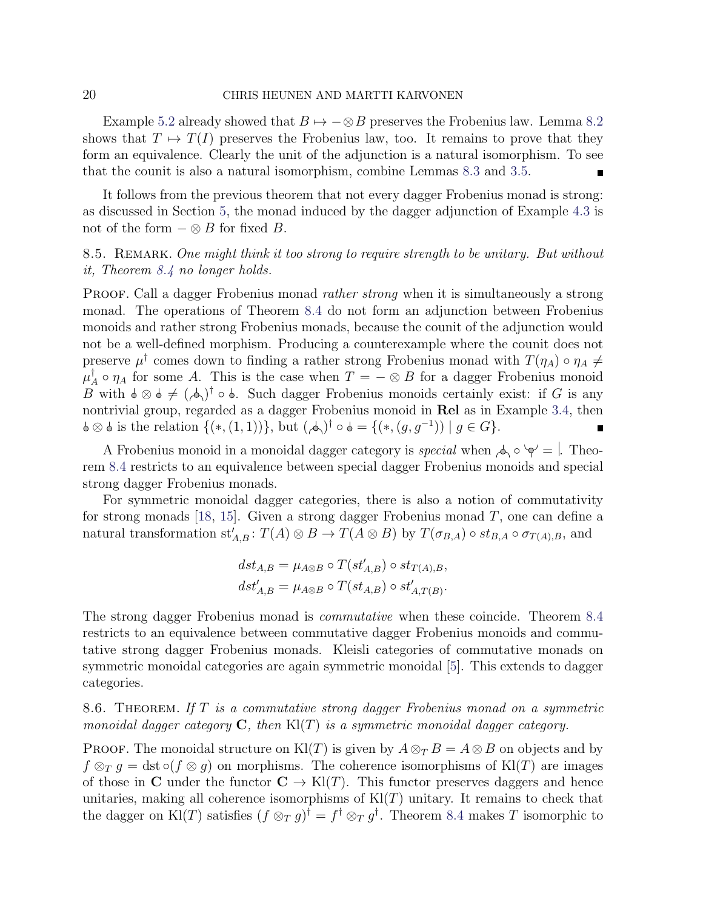Example 5.2 already showed that $B \mapsto - \otimes B$ preserves the Frobenius law. Lemma 8.2 shows that $T \mapsto T(I)$ preserves the Frobenius law, too. It remains to prove that they form an equivalence. Clearly the unit of the adjunction is a natural isomorphism. To see that the counit is also a natural isomorphism, combine Lemmas 8.3 and 3.5. ∎

It follows from the previous theorem that not every dagger Frobenius monad is strong: as discussed in Section 5, the monad induced by the dagger adjunction of Example 4.3 is not of the form $- \otimes B$ for fixed $B$.

8.5. Remark. *One might think it too strong to require strength to be unitary. But without it, Theorem 8.4 no longer holds.*

Proof. Call a dagger Frobenius monad *rather strong* when it is simultaneously a strong monad. The operations of Theorem 8.4 do not form an adjunction between Frobenius monoids and rather strong Frobenius monads, because the counit of the adjunction would not be a well-defined morphism. Producing a counterexample where the counit does not preserve $\mu^\dagger$ comes down to finding a rather strong Frobenius monad with $T(\eta_A) \circ \eta_A \neq \mu_A^\dagger \circ \eta_A$ for some $A$. This is the case when $T = - \otimes B$ for a dagger Frobenius monoid $B$ with $\eta \otimes \eta \neq (\mu)^\dagger \circ \eta$. Such dagger Frobenius monoids certainly exist: if $G$ is any nontrivial group, regarded as a dagger Frobenius monoid in **Rel** as in Example 3.4, then $\eta \otimes \eta$ is the relation $\{(*, (1,1))\}$, but $(\mu)^\dagger \circ \eta = \{(*, (g, g^{-1})) \mid g \in G\}$. ∎

A Frobenius monoid in a monoidal dagger category is *special* when $\mu \circ \mu^\dagger = \mathrm{id}$. Theorem 8.4 restricts to an equivalence between special dagger Frobenius monoids and special strong dagger Frobenius monads.

For symmetric monoidal dagger categories, there is also a notion of commutativity for strong monads [18, 15]. Given a strong dagger Frobenius monad $T$, one can define a natural transformation $\mathrm{st}'_{A,B} \colon T(A) \otimes B \to T(A \otimes B)$ by $T(\sigma_{B,A}) \circ st_{B,A} \circ \sigma_{T(A),B}$, and

$$dst_{A,B} = \mu_{A \otimes B} \circ T(st'_{A,B}) \circ st_{T(A),B},$$
$$dst'_{A,B} = \mu_{A \otimes B} \circ T(st_{A,B}) \circ st'_{A,T(B)}.$$

The strong dagger Frobenius monad is *commutative* when these coincide. Theorem 8.4 restricts to an equivalence between commutative dagger Frobenius monoids and commutative strong dagger Frobenius monads. Kleisli categories of commutative monads on symmetric monoidal categories are again symmetric monoidal [5]. This extends to dagger categories.

8.6. Theorem. *If $T$ is a commutative strong dagger Frobenius monad on a symmetric monoidal dagger category $\mathbf{C}$, then $\mathrm{Kl}(T)$ is a symmetric monoidal dagger category.*

Proof. The monoidal structure on $\mathrm{Kl}(T)$ is given by $A \otimes_T B = A \otimes B$ on objects and by $f \otimes_T g = \mathrm{dst} \circ (f \otimes g)$ on morphisms. The coherence isomorphisms of $\mathrm{Kl}(T)$ are images of those in $\mathbf{C}$ under the functor $\mathbf{C} \to \mathrm{Kl}(T)$. This functor preserves daggers and hence unitaries, making all coherence isomorphisms of $\mathrm{Kl}(T)$ unitary. It remains to check that the dagger on $\mathrm{Kl}(T)$ satisfies $(f \otimes_T g)^\dagger = f^\dagger \otimes_T g^\dagger$. Theorem 8.4 makes $T$ isomorphic to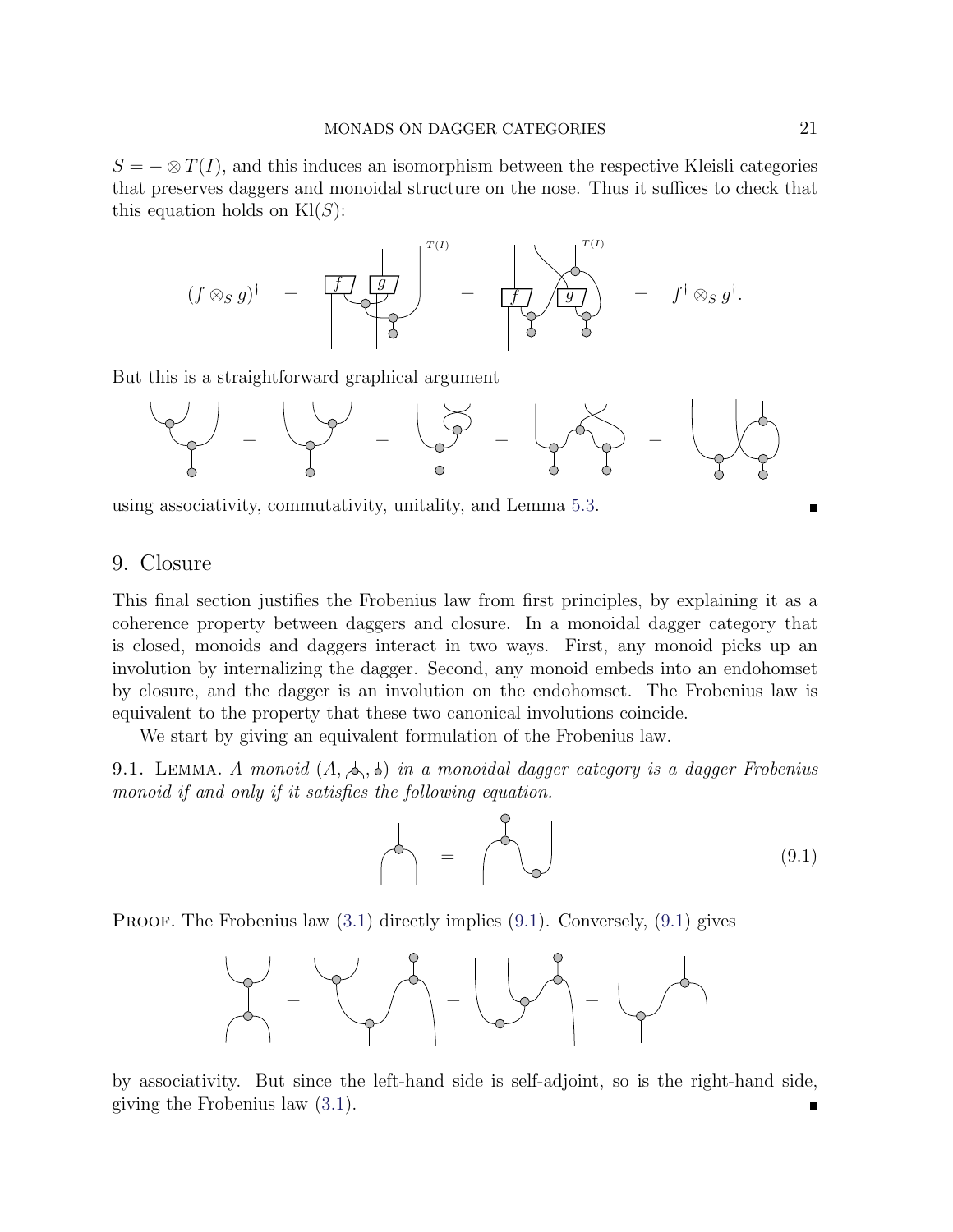$S = - \otimes T(I)$, and this induces an isomorphism between the respective Kleisli categories that preserves daggers and monoidal structure on the nose. Thus it suffices to check that this equation holds on $\mathrm{Kl}(S)$:

$$(f \otimes_S g)^\dagger \quad = \quad \quad = \quad \quad = \quad f^\dagger \otimes_S g^\dagger.$$

But this is a straightforward graphical argument

using associativity, commutativity, unitality, and Lemma 5.3. ∎

## 9. Closure

This final section justifies the Frobenius law from first principles, by explaining it as a coherence property between daggers and closure. In a monoidal dagger category that is closed, monoids and daggers interact in two ways. First, any monoid picks up an involution by internalizing the dagger. Second, any monoid embeds into an endohomset by closure, and the dagger is an involution on the endohomset. The Frobenius law is equivalent to the property that these two canonical involutions coincide.

We start by giving an equivalent formulation of the Frobenius law.

9.1. Lemma. *A monoid* $(A, \mu, \eta)$ *in a monoidal dagger category is a dagger Frobenius monoid if and only if it satisfies the following equation.*

$$\quad = \quad \tag{9.1}$$

Proof. The Frobenius law (3.1) directly implies (9.1). Conversely, (9.1) gives

by associativity. But since the left-hand side is self-adjoint, so is the right-hand side, giving the Frobenius law (3.1). ∎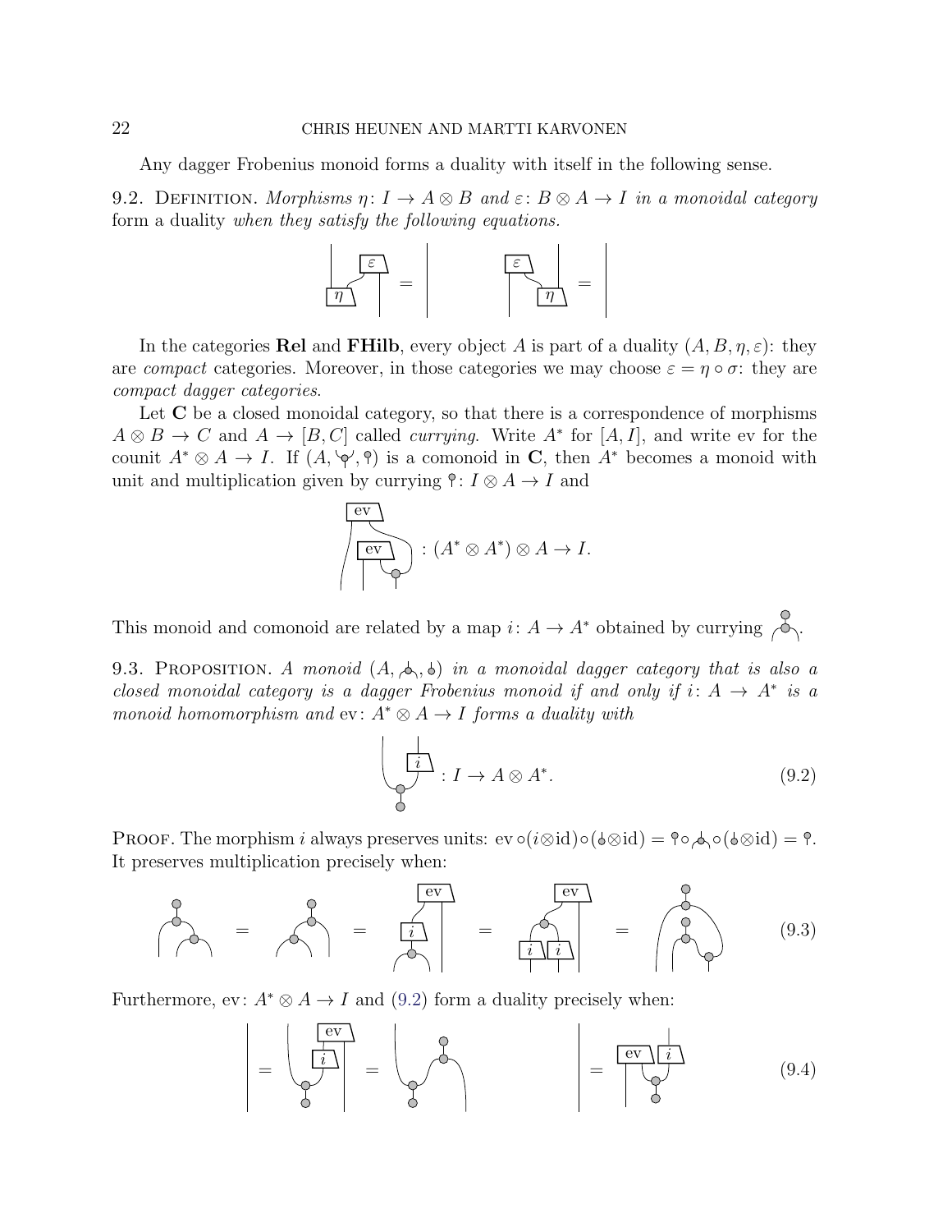Any dagger Frobenius monoid forms a duality with itself in the following sense.

9.2. Definition. *Morphisms* $\eta \colon I \to A \otimes B$ *and* $\varepsilon \colon B \otimes A \to I$ *in a monoidal category* form a duality *when they satisfy the following equations.*

In the categories **Rel** and **FHilb**, every object $A$ is part of a duality $(A, B, \eta, \varepsilon)$: they are *compact* categories. Moreover, in those categories we may choose $\varepsilon = \eta \circ \sigma$: they are *compact dagger categories*.

Let $\mathbf{C}$ be a closed monoidal category, so that there is a correspondence of morphisms $A \otimes B \to C$ and $A \to [B, C]$ called *currying*. Write $A^*$ for $[A, I]$, and write ev for the counit $A^* \otimes A \to I$. If $(A, \delta, \varepsilon)$ is a comonoid in $\mathbf{C}$, then $A^*$ becomes a monoid with unit and multiplication given by currying $\varepsilon \colon I \otimes A \to I$ and

$$: (A^* \otimes A^*) \otimes A \to I.$$

This monoid and comonoid are related by a map $i \colon A \to A^*$ obtained by currying the multiplication followed by the counit.

9.3. Proposition. *A monoid $(A, \mu, \eta)$ in a monoidal dagger category that is also a closed monoidal category is a dagger Frobenius monoid if and only if $i \colon A \to A^*$ is a monoid homomorphism and* $\mathrm{ev} \colon A^* \otimes A \to I$ *forms a duality with*

$$: I \to A \otimes A^*. \tag{9.2}$$

Proof. The morphism $i$ always preserves units: $\mathrm{ev} \circ (i \otimes \mathrm{id}) \circ (\eta \otimes \mathrm{id}) = \varepsilon \circ \mu \circ (\eta \otimes \mathrm{id}) = \varepsilon$. It preserves multiplication precisely when:

$$\tag{9.3}$$

Furthermore, $\mathrm{ev} \colon A^* \otimes A \to I$ and (9.2) form a duality precisely when:

$$\tag{9.4}$$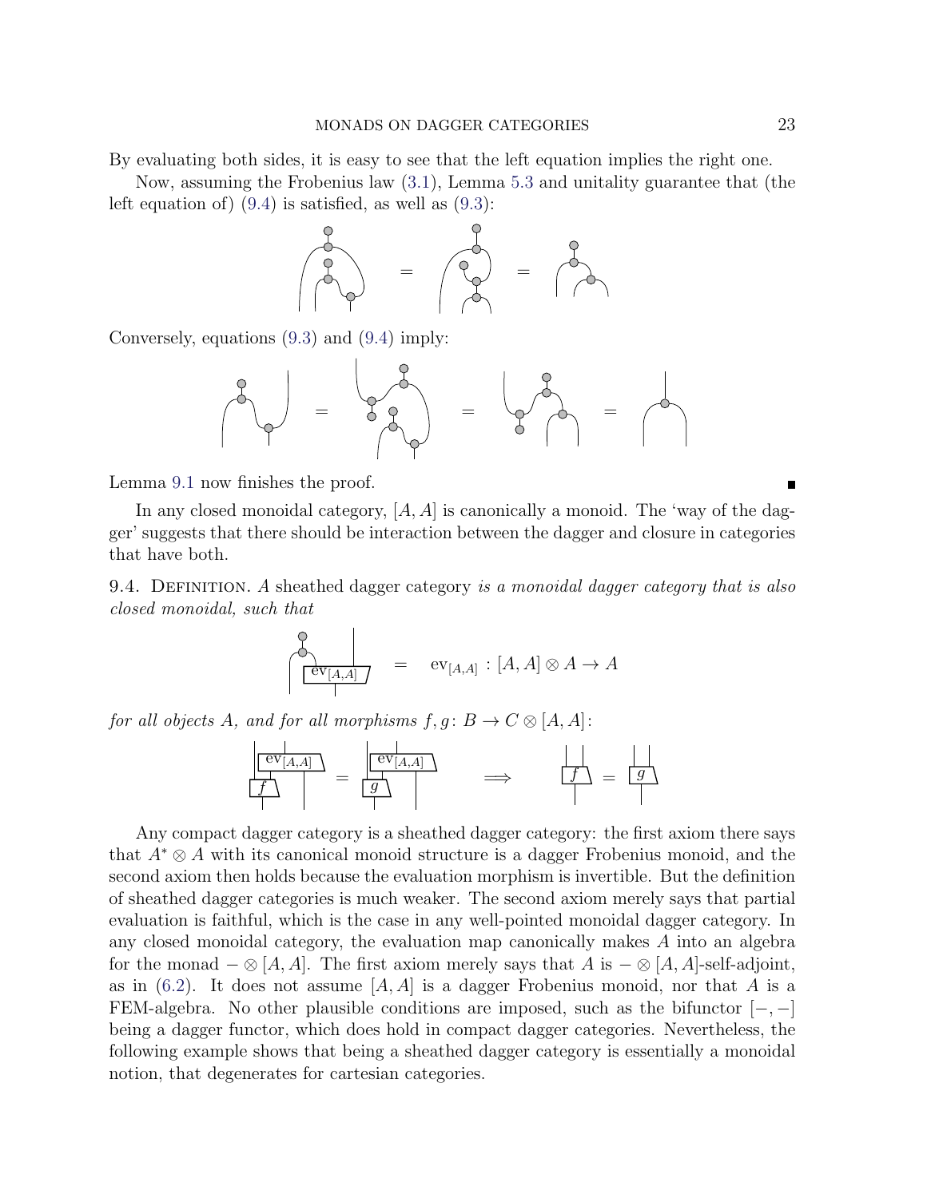By evaluating both sides, it is easy to see that the left equation implies the right one.

Now, assuming the Frobenius law (3.1), Lemma 5.3 and unitality guarantee that (the left equation of) (9.4) is satisfied, as well as (9.3):

Conversely, equations (9.3) and (9.4) imply:

Lemma 9.1 now finishes the proof. ∎

In any closed monoidal category, $[A, A]$ is canonically a monoid. The 'way of the dagger' suggests that there should be interaction between the dagger and closure in categories that have both.

9.4. Definition. A sheathed dagger category *is a monoidal dagger category that is also closed monoidal, such that*

$$= \quad \mathrm{ev}_{[A,A]} : [A, A] \otimes A \to A$$

*for all objects $A$, and for all morphisms $f, g\colon B \to C \otimes [A, A]$:*

$$\Longrightarrow$$

Any compact dagger category is a sheathed dagger category: the first axiom there says that $A^* \otimes A$ with its canonical monoid structure is a dagger Frobenius monoid, and the second axiom then holds because the evaluation morphism is invertible. But the definition of sheathed dagger categories is much weaker. The second axiom merely says that partial evaluation is faithful, which is the case in any well-pointed monoidal dagger category. In any closed monoidal category, the evaluation map canonically makes $A$ into an algebra for the monad $- \otimes [A, A]$. The first axiom merely says that $A$ is $- \otimes [A, A]$-self-adjoint, as in (6.2). It does not assume $[A, A]$ is a dagger Frobenius monoid, nor that $A$ is a FEM-algebra. No other plausible conditions are imposed, such as the bifunctor $[-, -]$ being a dagger functor, which does hold in compact dagger categories. Nevertheless, the following example shows that being a sheathed dagger category is essentially a monoidal notion, that degenerates for cartesian categories.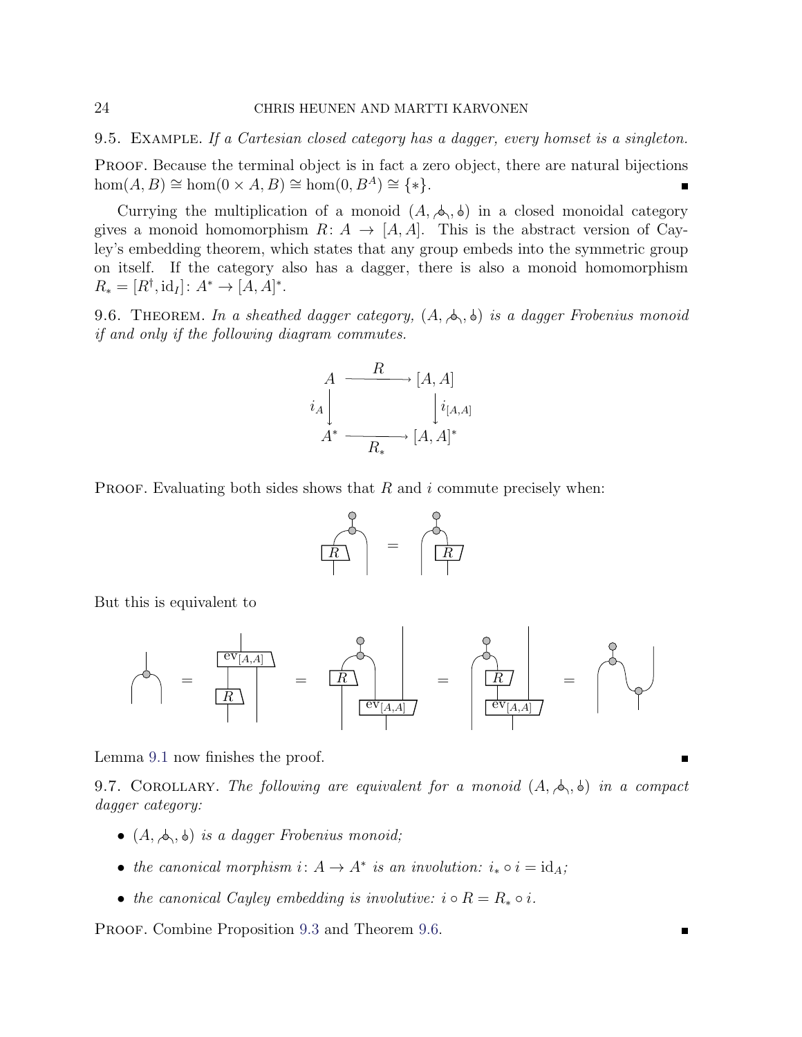**9.5. Example.** *If a Cartesian closed category has a dagger, every homset is a singleton.*

**Proof.** Because the terminal object is in fact a zero object, there are natural bijections $\hom(A, B) \cong \hom(0 \times A, B) \cong \hom(0, B^A) \cong \{*\}$. ∎

Currying the multiplication of a monoid $(A, ⅄, ♁)$ in a closed monoidal category gives a monoid homomorphism $R\colon A \to [A, A]$. This is the abstract version of Cayley's embedding theorem, which states that any group embeds into the symmetric group on itself. If the category also has a dagger, there is also a monoid homomorphism $R_* = [R^\dagger, \mathrm{id}_I]\colon A^* \to [A, A]^*$.

**9.6. Theorem.** *In a sheathed dagger category, $(A, ⅄, ♁)$ is a dagger Frobenius monoid if and only if the following diagram commutes.*

$$\begin{array}{ccc} A & \xrightarrow{\quad R \quad} & [A, A] \\ {\scriptstyle i_A}\downarrow & & \downarrow{\scriptstyle i_{[A,A]}} \\ A^* & \xrightarrow[\quad R_* \quad]{} & [A, A]^* \end{array}$$

**Proof.** Evaluating both sides shows that $R$ and $i$ commute precisely when:

[string diagram equation]

But this is equivalent to

[string diagram equations]

Lemma 9.1 now finishes the proof. ∎

**9.7. Corollary.** *The following are equivalent for a monoid $(A, ⅄, ♁)$ in a compact dagger category:*

- *$(A, ⅄, ♁)$ is a dagger Frobenius monoid;*
- *the canonical morphism $i\colon A \to A^*$ is an involution: $i_* \circ i = \mathrm{id}_A$;*
- *the canonical Cayley embedding is involutive: $i \circ R = R_* \circ i$.*

**Proof.** Combine Proposition 9.3 and Theorem 9.6. ∎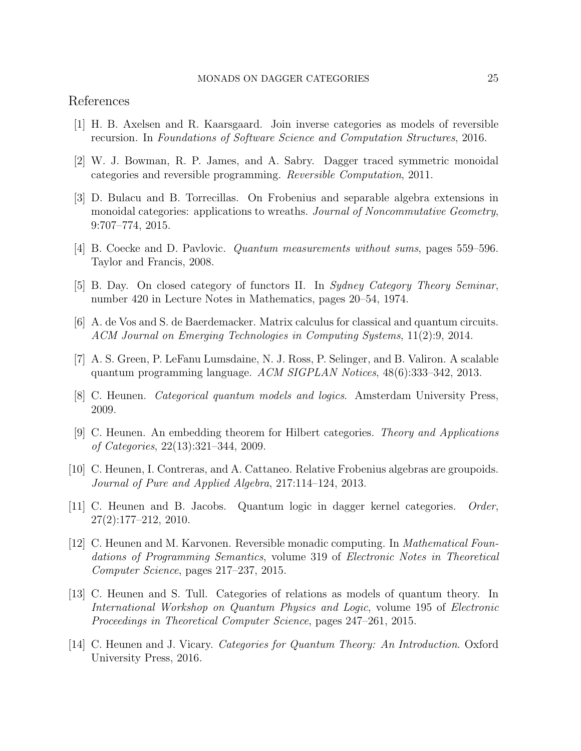# References

[1] H. B. Axelsen and R. Kaarsgaard. Join inverse categories as models of reversible recursion. In *Foundations of Software Science and Computation Structures*, 2016.

[2] W. J. Bowman, R. P. James, and A. Sabry. Dagger traced symmetric monoidal categories and reversible programming. *Reversible Computation*, 2011.

[3] D. Bulacu and B. Torrecillas. On Frobenius and separable algebra extensions in monoidal categories: applications to wreaths. *Journal of Noncommutative Geometry*, 9:707–774, 2015.

[4] B. Coecke and D. Pavlovic. *Quantum measurements without sums*, pages 559–596. Taylor and Francis, 2008.

[5] B. Day. On closed category of functors II. In *Sydney Category Theory Seminar*, number 420 in Lecture Notes in Mathematics, pages 20–54, 1974.

[6] A. de Vos and S. de Baerdemacker. Matrix calculus for classical and quantum circuits. *ACM Journal on Emerging Technologies in Computing Systems*, 11(2):9, 2014.

[7] A. S. Green, P. LeFanu Lumsdaine, N. J. Ross, P. Selinger, and B. Valiron. A scalable quantum programming language. *ACM SIGPLAN Notices*, 48(6):333–342, 2013.

[8] C. Heunen. *Categorical quantum models and logics*. Amsterdam University Press, 2009.

[9] C. Heunen. An embedding theorem for Hilbert categories. *Theory and Applications of Categories*, 22(13):321–344, 2009.

[10] C. Heunen, I. Contreras, and A. Cattaneo. Relative Frobenius algebras are groupoids. *Journal of Pure and Applied Algebra*, 217:114–124, 2013.

[11] C. Heunen and B. Jacobs. Quantum logic in dagger kernel categories. *Order*, 27(2):177–212, 2010.

[12] C. Heunen and M. Karvonen. Reversible monadic computing. In *Mathematical Foundations of Programming Semantics*, volume 319 of *Electronic Notes in Theoretical Computer Science*, pages 217–237, 2015.

[13] C. Heunen and S. Tull. Categories of relations as models of quantum theory. In *International Workshop on Quantum Physics and Logic*, volume 195 of *Electronic Proceedings in Theoretical Computer Science*, pages 247–261, 2015.

[14] C. Heunen and J. Vicary. *Categories for Quantum Theory: An Introduction*. Oxford University Press, 2016.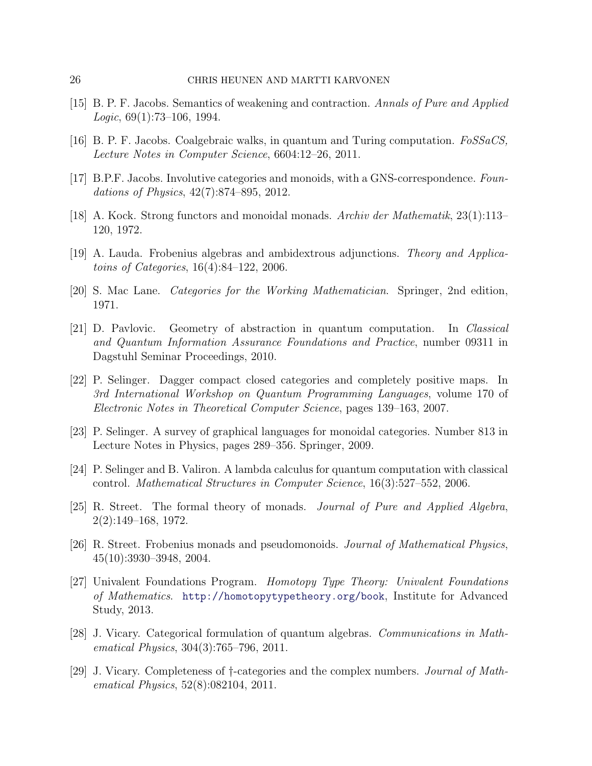[15] B. P. F. Jacobs. Semantics of weakening and contraction. *Annals of Pure and Applied Logic*, 69(1):73–106, 1994.

[16] B. P. F. Jacobs. Coalgebraic walks, in quantum and Turing computation. *FoSSaCS, Lecture Notes in Computer Science*, 6604:12–26, 2011.

[17] B.P.F. Jacobs. Involutive categories and monoids, with a GNS-correspondence. *Foundations of Physics*, 42(7):874–895, 2012.

[18] A. Kock. Strong functors and monoidal monads. *Archiv der Mathematik*, 23(1):113–120, 1972.

[19] A. Lauda. Frobenius algebras and ambidextrous adjunctions. *Theory and Applicatoins of Categories*, 16(4):84–122, 2006.

[20] S. Mac Lane. *Categories for the Working Mathematician*. Springer, 2nd edition, 1971.

[21] D. Pavlovic. Geometry of abstraction in quantum computation. In *Classical and Quantum Information Assurance Foundations and Practice*, number 09311 in Dagstuhl Seminar Proceedings, 2010.

[22] P. Selinger. Dagger compact closed categories and completely positive maps. In *3rd International Workshop on Quantum Programming Languages*, volume 170 of *Electronic Notes in Theoretical Computer Science*, pages 139–163, 2007.

[23] P. Selinger. A survey of graphical languages for monoidal categories. Number 813 in Lecture Notes in Physics, pages 289–356. Springer, 2009.

[24] P. Selinger and B. Valiron. A lambda calculus for quantum computation with classical control. *Mathematical Structures in Computer Science*, 16(3):527–552, 2006.

[25] R. Street. The formal theory of monads. *Journal of Pure and Applied Algebra*, 2(2):149–168, 1972.

[26] R. Street. Frobenius monads and pseudomonoids. *Journal of Mathematical Physics*, 45(10):3930–3948, 2004.

[27] Univalent Foundations Program. *Homotopy Type Theory: Univalent Foundations of Mathematics*. http://homotopytypetheory.org/book, Institute for Advanced Study, 2013.

[28] J. Vicary. Categorical formulation of quantum algebras. *Communications in Mathematical Physics*, 304(3):765–796, 2011.

[29] J. Vicary. Completeness of †-categories and the complex numbers. *Journal of Mathematical Physics*, 52(8):082104, 2011.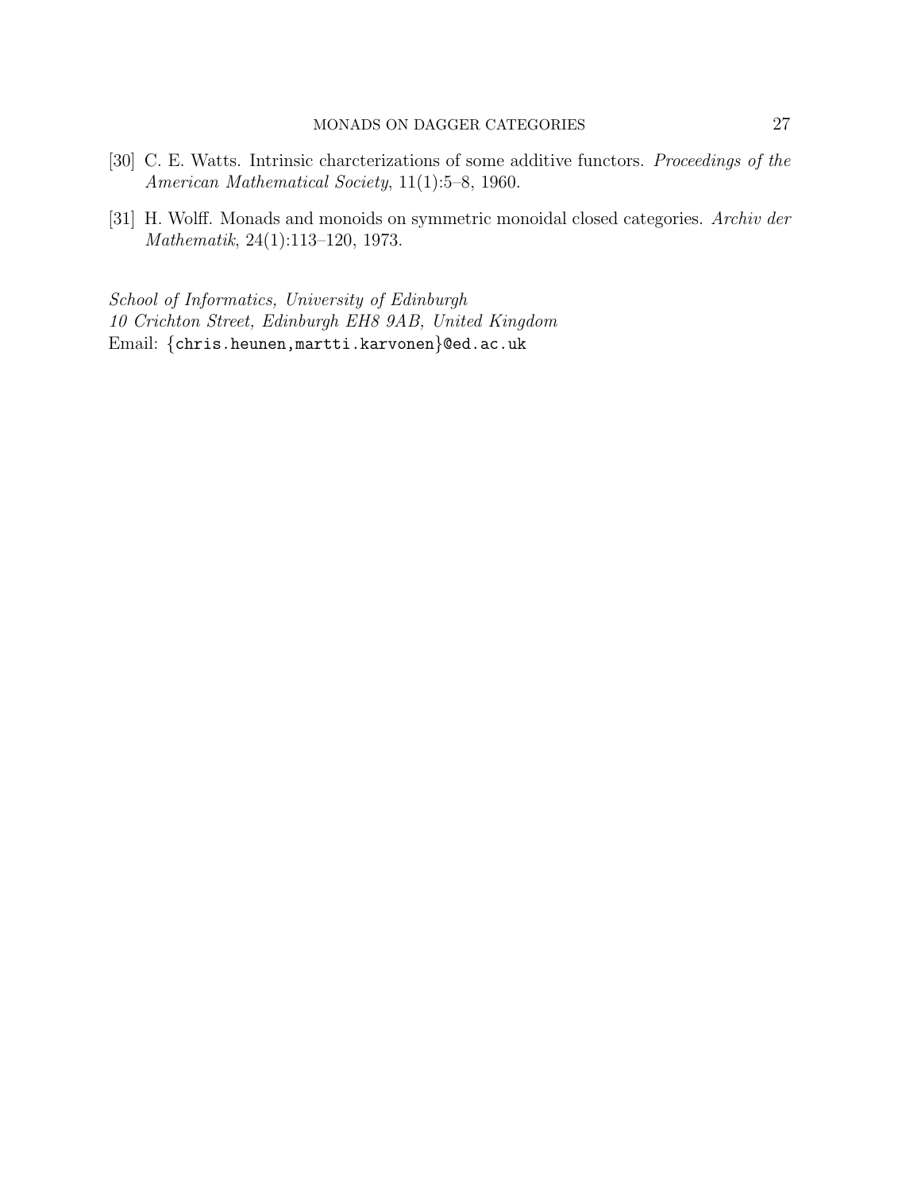[30] C. E. Watts. Intrinsic charcterizations of some additive functors. *Proceedings of the American Mathematical Society*, 11(1):5–8, 1960.

[31] H. Wolff. Monads and monoids on symmetric monoidal closed categories. *Archiv der Mathematik*, 24(1):113–120, 1973.

*School of Informatics, University of Edinburgh*
*10 Crichton Street, Edinburgh EH8 9AB, United Kingdom*
Email: {`chris.heunen,martti.karvonen`}`@ed.ac.uk`